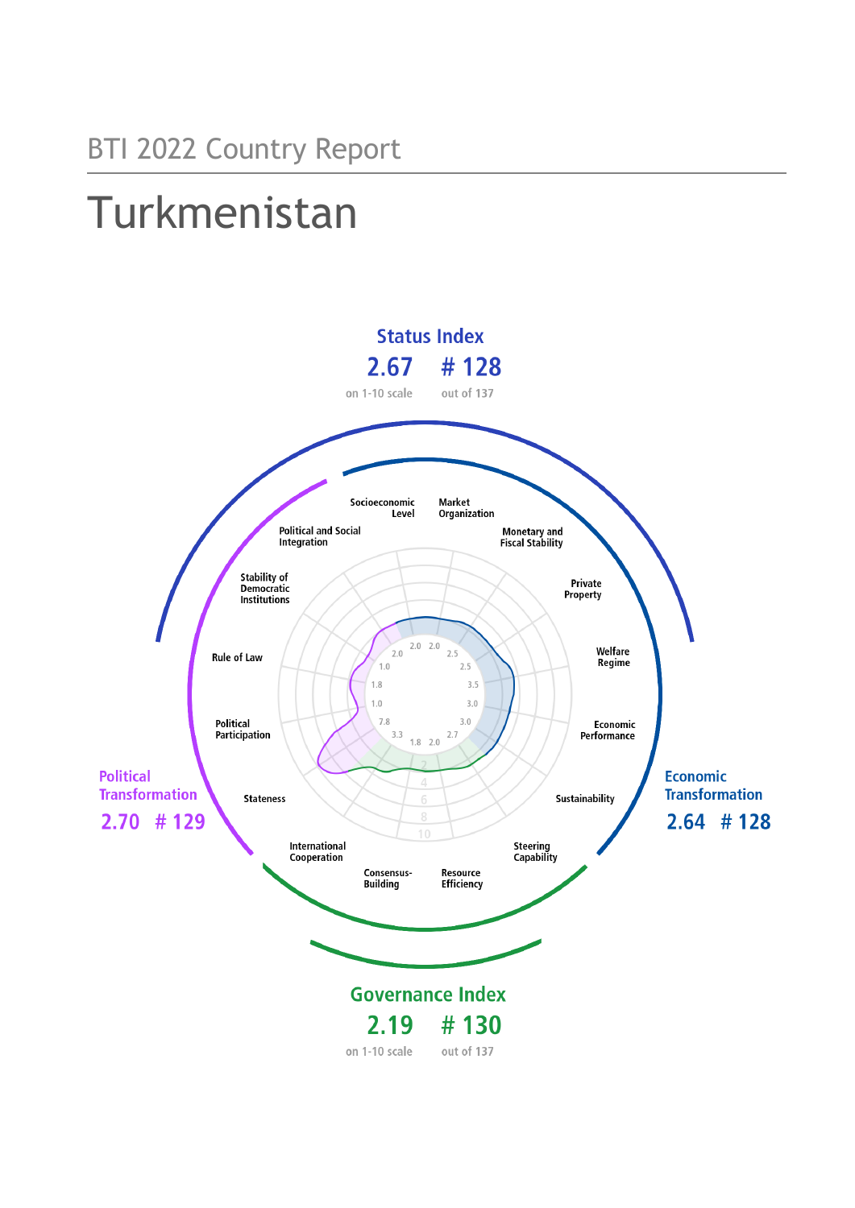BTI 2022 Country Report

# Turkmenistan

**Status Index**
**2.67** on 1-10 scale
**# 128** out of 137

**Political Transformation**
**2.70 # 129**

**Economic Transformation**
**2.64 # 128**

**Governance Index**
**2.19** on 1-10 scale
**# 130** out of 137

| Criterion | Score |
|---|---|
| Stateness | 7.8 |
| Political Participation | 1.0 |
| Rule of Law | 1.8 |
| Stability of Democratic Institutions | 1.0 |
| Political and Social Integration | 2.0 |
| Socioeconomic Level | 2.0 |
| Market Organization | 2.0 |
| Monetary and Fiscal Stability | 2.5 |
| Private Property | 2.5 |
| Welfare Regime | 3.5 |
| Economic Performance | 3.0 |
| Sustainability | 3.0 |
| Steering Capability | 2.7 |
| Resource Efficiency | 2.0 |
| Consensus-Building | 1.8 |
| International Cooperation | 3.3 |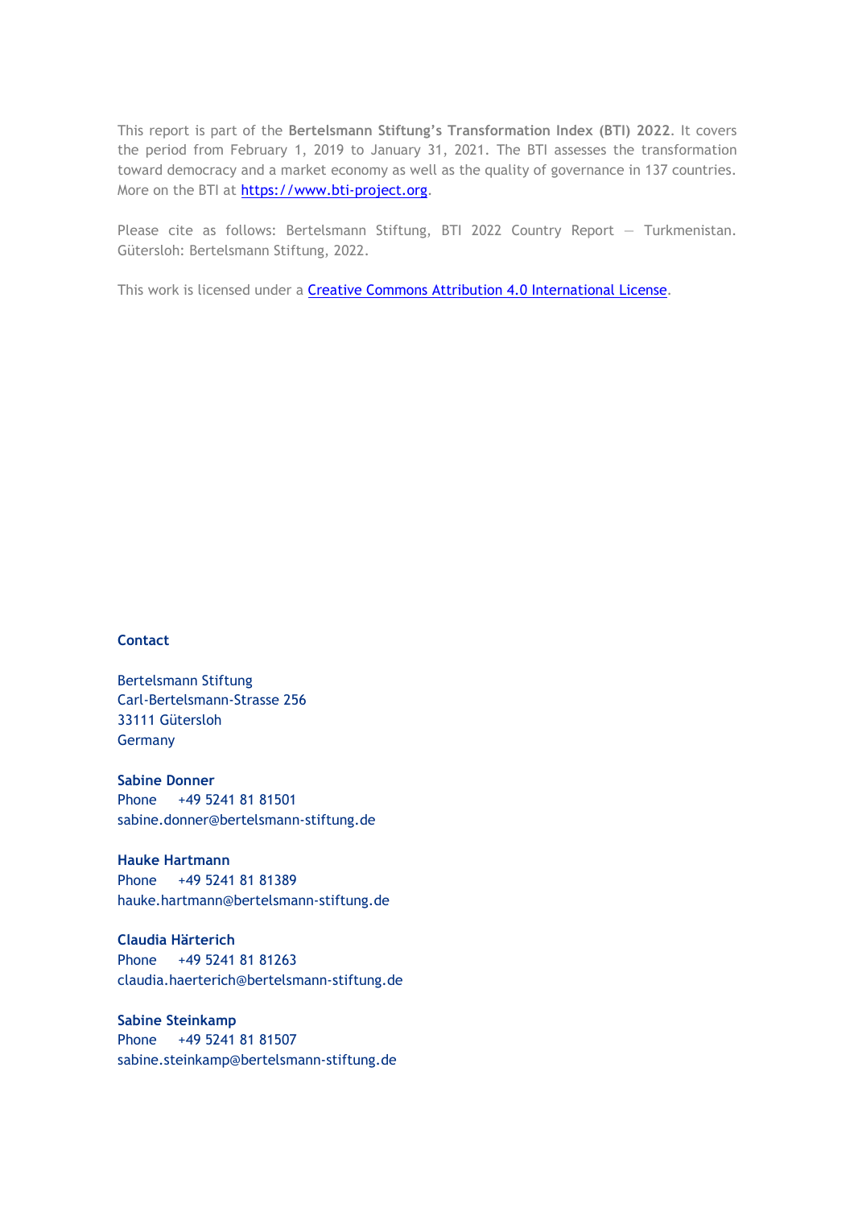This report is part of the **Bertelsmann Stiftung's Transformation Index (BTI) 2022**. It covers the period from February 1, 2019 to January 31, 2021. The BTI assesses the transformation toward democracy and a market economy as well as the quality of governance in 137 countries. More on the BTI at [https://www.bti-project.org](https://www.bti-project.org).

Please cite as follows: Bertelsmann Stiftung, BTI 2022 Country Report — Turkmenistan. Gütersloh: Bertelsmann Stiftung, 2022.

This work is licensed under a [Creative Commons Attribution 4.0 International License](https://creativecommons.org/licenses/by/4.0/).

**Contact**

Bertelsmann Stiftung
Carl-Bertelsmann-Strasse 256
33111 Gütersloh
Germany

**Sabine Donner**
Phone +49 5241 81 81501
sabine.donner@bertelsmann-stiftung.de

**Hauke Hartmann**
Phone +49 5241 81 81389
hauke.hartmann@bertelsmann-stiftung.de

**Claudia Härterich**
Phone +49 5241 81 81263
claudia.haerterich@bertelsmann-stiftung.de

**Sabine Steinkamp**
Phone +49 5241 81 81507
sabine.steinkamp@bertelsmann-stiftung.de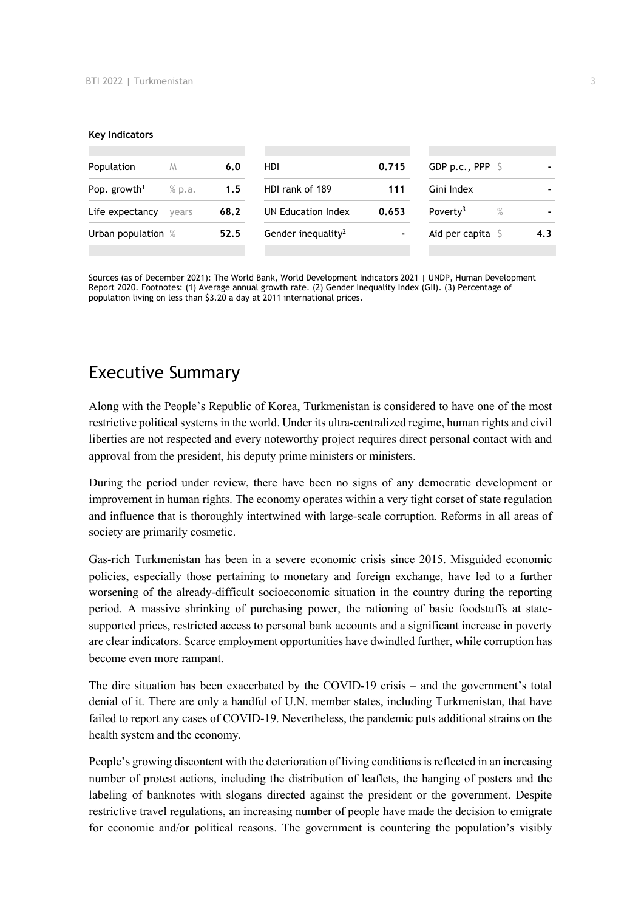**Key Indicators**

| | | | | | | | |
|---|---|---|---|---|---|---|---|
| Population | M | 6.0 | HDI | 0.715 | GDP p.c., PPP | $ | - |
| Pop. growth[1] | % p.a. | 1.5 | HDI rank of 189 | 111 | Gini Index | | - |
| Life expectancy | years | 68.2 | UN Education Index | 0.653 | Poverty[3] | % | - |
| Urban population | % | 52.5 | Gender inequality[2] | - | Aid per capita | $ | 4.3 |

Sources (as of December 2021): The World Bank, World Development Indicators 2021 | UNDP, Human Development Report 2020. Footnotes: (1) Average annual growth rate. (2) Gender Inequality Index (GII). (3) Percentage of population living on less than $3.20 a day at 2011 international prices.

## Executive Summary

Along with the People's Republic of Korea, Turkmenistan is considered to have one of the most restrictive political systems in the world. Under its ultra-centralized regime, human rights and civil liberties are not respected and every noteworthy project requires direct personal contact with and approval from the president, his deputy prime ministers or ministers.

During the period under review, there have been no signs of any democratic development or improvement in human rights. The economy operates within a very tight corset of state regulation and influence that is thoroughly intertwined with large-scale corruption. Reforms in all areas of society are primarily cosmetic.

Gas-rich Turkmenistan has been in a severe economic crisis since 2015. Misguided economic policies, especially those pertaining to monetary and foreign exchange, have led to a further worsening of the already-difficult socioeconomic situation in the country during the reporting period. A massive shrinking of purchasing power, the rationing of basic foodstuffs at state-supported prices, restricted access to personal bank accounts and a significant increase in poverty are clear indicators. Scarce employment opportunities have dwindled further, while corruption has become even more rampant.

The dire situation has been exacerbated by the COVID-19 crisis – and the government's total denial of it. There are only a handful of U.N. member states, including Turkmenistan, that have failed to report any cases of COVID-19. Nevertheless, the pandemic puts additional strains on the health system and the economy.

People's growing discontent with the deterioration of living conditions is reflected in an increasing number of protest actions, including the distribution of leaflets, the hanging of posters and the labeling of banknotes with slogans directed against the president or the government. Despite restrictive travel regulations, an increasing number of people have made the decision to emigrate for economic and/or political reasons. The government is countering the population's visibly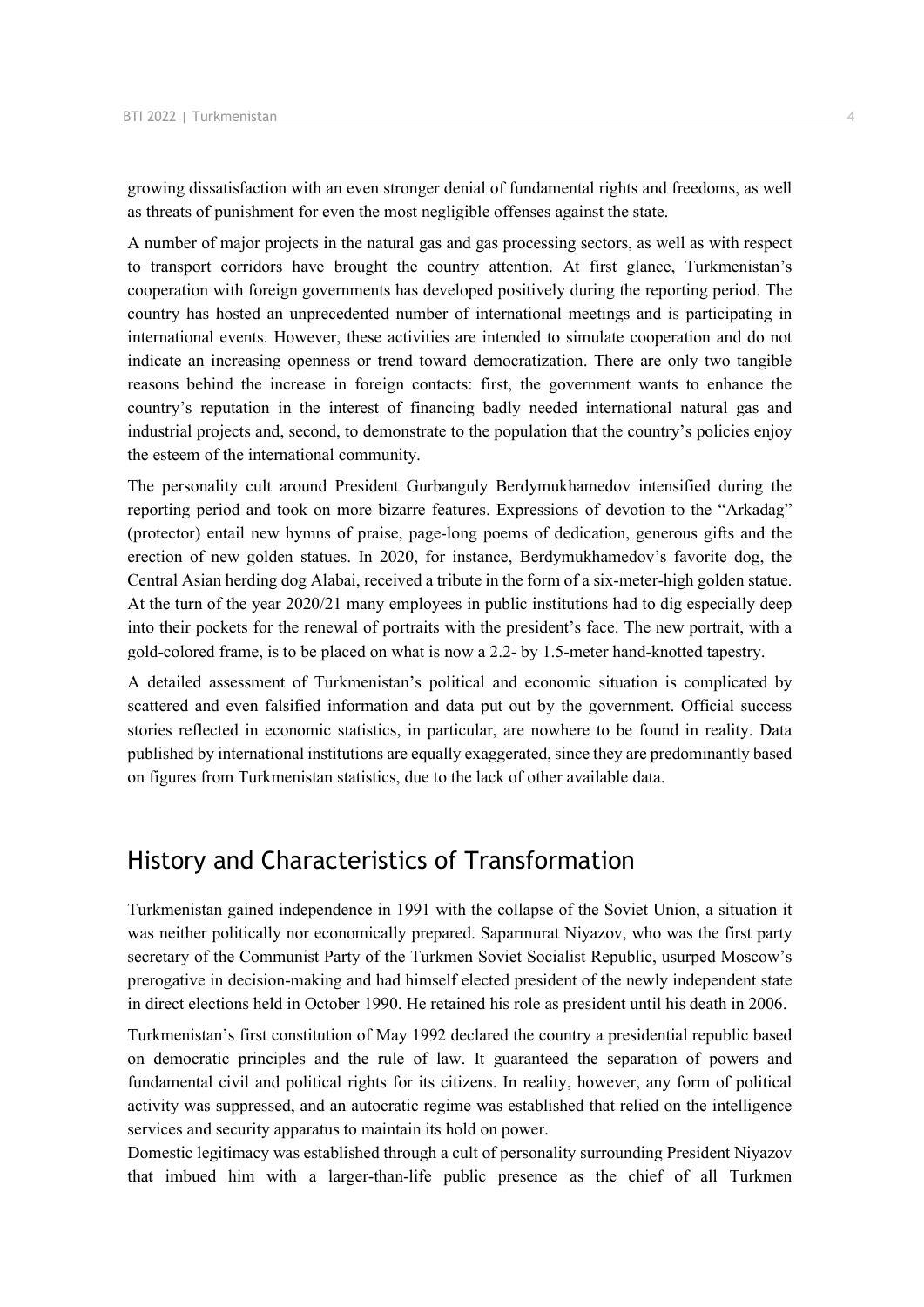growing dissatisfaction with an even stronger denial of fundamental rights and freedoms, as well as threats of punishment for even the most negligible offenses against the state.

A number of major projects in the natural gas and gas processing sectors, as well as with respect to transport corridors have brought the country attention. At first glance, Turkmenistan's cooperation with foreign governments has developed positively during the reporting period. The country has hosted an unprecedented number of international meetings and is participating in international events. However, these activities are intended to simulate cooperation and do not indicate an increasing openness or trend toward democratization. There are only two tangible reasons behind the increase in foreign contacts: first, the government wants to enhance the country's reputation in the interest of financing badly needed international natural gas and industrial projects and, second, to demonstrate to the population that the country's policies enjoy the esteem of the international community.

The personality cult around President Gurbanguly Berdymukhamedov intensified during the reporting period and took on more bizarre features. Expressions of devotion to the "Arkadag" (protector) entail new hymns of praise, page-long poems of dedication, generous gifts and the erection of new golden statues. In 2020, for instance, Berdymukhamedov's favorite dog, the Central Asian herding dog Alabai, received a tribute in the form of a six-meter-high golden statue. At the turn of the year 2020/21 many employees in public institutions had to dig especially deep into their pockets for the renewal of portraits with the president's face. The new portrait, with a gold-colored frame, is to be placed on what is now a 2.2- by 1.5-meter hand-knotted tapestry.

A detailed assessment of Turkmenistan's political and economic situation is complicated by scattered and even falsified information and data put out by the government. Official success stories reflected in economic statistics, in particular, are nowhere to be found in reality. Data published by international institutions are equally exaggerated, since they are predominantly based on figures from Turkmenistan statistics, due to the lack of other available data.

## History and Characteristics of Transformation

Turkmenistan gained independence in 1991 with the collapse of the Soviet Union, a situation it was neither politically nor economically prepared. Saparmurat Niyazov, who was the first party secretary of the Communist Party of the Turkmen Soviet Socialist Republic, usurped Moscow's prerogative in decision-making and had himself elected president of the newly independent state in direct elections held in October 1990. He retained his role as president until his death in 2006.

Turkmenistan's first constitution of May 1992 declared the country a presidential republic based on democratic principles and the rule of law. It guaranteed the separation of powers and fundamental civil and political rights for its citizens. In reality, however, any form of political activity was suppressed, and an autocratic regime was established that relied on the intelligence services and security apparatus to maintain its hold on power.

Domestic legitimacy was established through a cult of personality surrounding President Niyazov that imbued him with a larger-than-life public presence as the chief of all Turkmen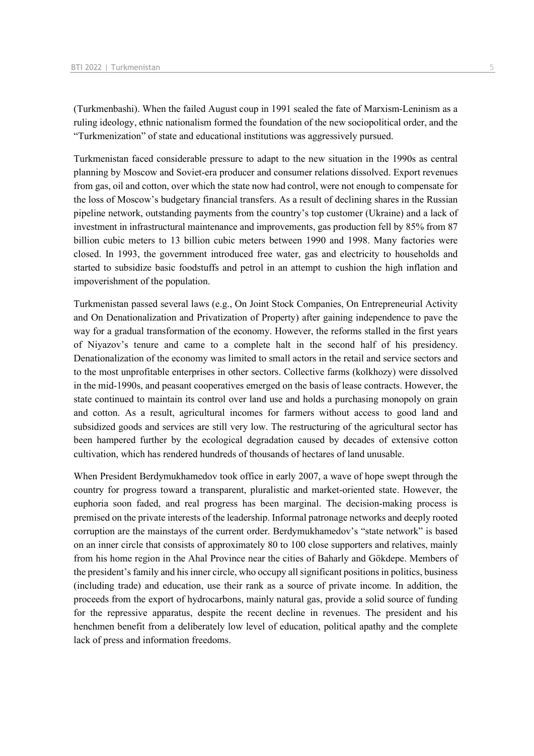(Turkmenbashi). When the failed August coup in 1991 sealed the fate of Marxism-Leninism as a ruling ideology, ethnic nationalism formed the foundation of the new sociopolitical order, and the "Turkmenization" of state and educational institutions was aggressively pursued.

Turkmenistan faced considerable pressure to adapt to the new situation in the 1990s as central planning by Moscow and Soviet-era producer and consumer relations dissolved. Export revenues from gas, oil and cotton, over which the state now had control, were not enough to compensate for the loss of Moscow's budgetary financial transfers. As a result of declining shares in the Russian pipeline network, outstanding payments from the country's top customer (Ukraine) and a lack of investment in infrastructural maintenance and improvements, gas production fell by 85% from 87 billion cubic meters to 13 billion cubic meters between 1990 and 1998. Many factories were closed. In 1993, the government introduced free water, gas and electricity to households and started to subsidize basic foodstuffs and petrol in an attempt to cushion the high inflation and impoverishment of the population.

Turkmenistan passed several laws (e.g., On Joint Stock Companies, On Entrepreneurial Activity and On Denationalization and Privatization of Property) after gaining independence to pave the way for a gradual transformation of the economy. However, the reforms stalled in the first years of Niyazov's tenure and came to a complete halt in the second half of his presidency. Denationalization of the economy was limited to small actors in the retail and service sectors and to the most unprofitable enterprises in other sectors. Collective farms (kolkhozy) were dissolved in the mid-1990s, and peasant cooperatives emerged on the basis of lease contracts. However, the state continued to maintain its control over land use and holds a purchasing monopoly on grain and cotton. As a result, agricultural incomes for farmers without access to good land and subsidized goods and services are still very low. The restructuring of the agricultural sector has been hampered further by the ecological degradation caused by decades of extensive cotton cultivation, which has rendered hundreds of thousands of hectares of land unusable.

When President Berdymukhamedov took office in early 2007, a wave of hope swept through the country for progress toward a transparent, pluralistic and market-oriented state. However, the euphoria soon faded, and real progress has been marginal. The decision-making process is premised on the private interests of the leadership. Informal patronage networks and deeply rooted corruption are the mainstays of the current order. Berdymukhamedov's "state network" is based on an inner circle that consists of approximately 80 to 100 close supporters and relatives, mainly from his home region in the Ahal Province near the cities of Baharly and Gökdepe. Members of the president's family and his inner circle, who occupy all significant positions in politics, business (including trade) and education, use their rank as a source of private income. In addition, the proceeds from the export of hydrocarbons, mainly natural gas, provide a solid source of funding for the repressive apparatus, despite the recent decline in revenues. The president and his henchmen benefit from a deliberately low level of education, political apathy and the complete lack of press and information freedoms.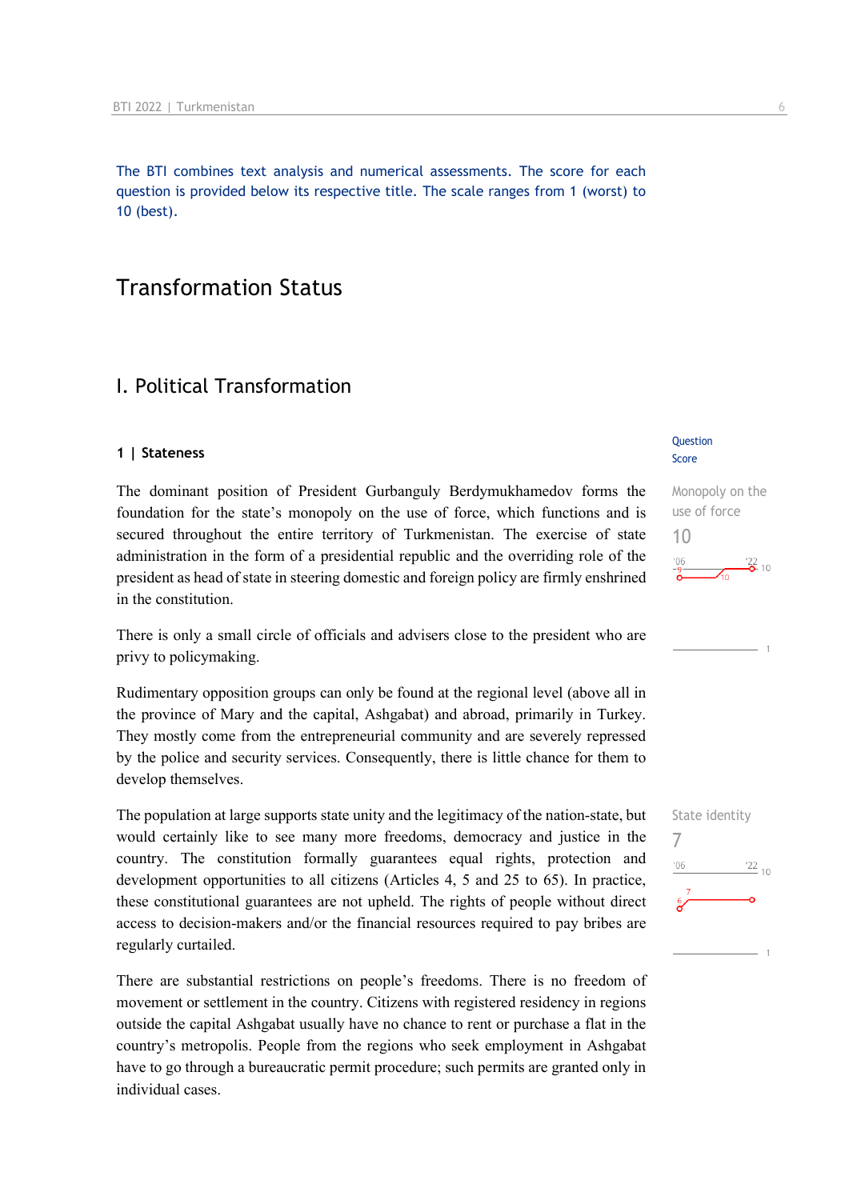The BTI combines text analysis and numerical assessments. The score for each question is provided below its respective title. The scale ranges from 1 (worst) to 10 (best).

# Transformation Status

## I. Political Transformation

### 1 | Stateness

Question
Score

Monopoly on the use of force
10

'06
'22
10
9
10
1

The dominant position of President Gurbanguly Berdymukhamedov forms the foundation for the state's monopoly on the use of force, which functions and is secured throughout the entire territory of Turkmenistan. The exercise of state administration in the form of a presidential republic and the overriding role of the president as head of state in steering domestic and foreign policy are firmly enshrined in the constitution.

There is only a small circle of officials and advisers close to the president who are privy to policymaking.

Rudimentary opposition groups can only be found at the regional level (above all in the province of Mary and the capital, Ashgabat) and abroad, primarily in Turkey. They mostly come from the entrepreneurial community and are severely repressed by the police and security services. Consequently, there is little chance for them to develop themselves.

State identity
7

'06
'22
10
7
6
1

The population at large supports state unity and the legitimacy of the nation-state, but would certainly like to see many more freedoms, democracy and justice in the country. The constitution formally guarantees equal rights, protection and development opportunities to all citizens (Articles 4, 5 and 25 to 65). In practice, these constitutional guarantees are not upheld. The rights of people without direct access to decision-makers and/or the financial resources required to pay bribes are regularly curtailed.

There are substantial restrictions on people's freedoms. There is no freedom of movement or settlement in the country. Citizens with registered residency in regions outside the capital Ashgabat usually have no chance to rent or purchase a flat in the country's metropolis. People from the regions who seek employment in Ashgabat have to go through a bureaucratic permit procedure; such permits are granted only in individual cases.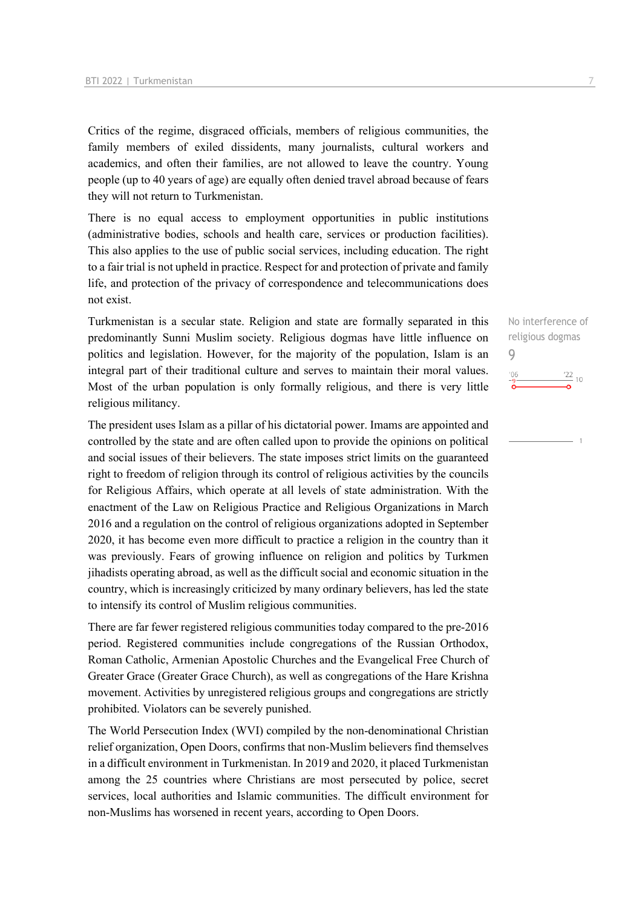Critics of the regime, disgraced officials, members of religious communities, the family members of exiled dissidents, many journalists, cultural workers and academics, and often their families, are not allowed to leave the country. Young people (up to 40 years of age) are equally often denied travel abroad because of fears they will not return to Turkmenistan.

There is no equal access to employment opportunities in public institutions (administrative bodies, schools and health care, services or production facilities). This also applies to the use of public social services, including education. The right to a fair trial is not upheld in practice. Respect for and protection of private and family life, and protection of the privacy of correspondence and telecommunications does not exist.

No interference of religious dogmas

9

'06 '22

9 10

1

Turkmenistan is a secular state. Religion and state are formally separated in this predominantly Sunni Muslim society. Religious dogmas have little influence on politics and legislation. However, for the majority of the population, Islam is an integral part of their traditional culture and serves to maintain their moral values. Most of the urban population is only formally religious, and there is very little religious militancy.

The president uses Islam as a pillar of his dictatorial power. Imams are appointed and controlled by the state and are often called upon to provide the opinions on political and social issues of their believers. The state imposes strict limits on the guaranteed right to freedom of religion through its control of religious activities by the councils for Religious Affairs, which operate at all levels of state administration. With the enactment of the Law on Religious Practice and Religious Organizations in March 2016 and a regulation on the control of religious organizations adopted in September 2020, it has become even more difficult to practice a religion in the country than it was previously. Fears of growing influence on religion and politics by Turkmen jihadists operating abroad, as well as the difficult social and economic situation in the country, which is increasingly criticized by many ordinary believers, has led the state to intensify its control of Muslim religious communities.

There are far fewer registered religious communities today compared to the pre-2016 period. Registered communities include congregations of the Russian Orthodox, Roman Catholic, Armenian Apostolic Churches and the Evangelical Free Church of Greater Grace (Greater Grace Church), as well as congregations of the Hare Krishna movement. Activities by unregistered religious groups and congregations are strictly prohibited. Violators can be severely punished.

The World Persecution Index (WVI) compiled by the non-denominational Christian relief organization, Open Doors, confirms that non-Muslim believers find themselves in a difficult environment in Turkmenistan. In 2019 and 2020, it placed Turkmenistan among the 25 countries where Christians are most persecuted by police, secret services, local authorities and Islamic communities. The difficult environment for non-Muslims has worsened in recent years, according to Open Doors.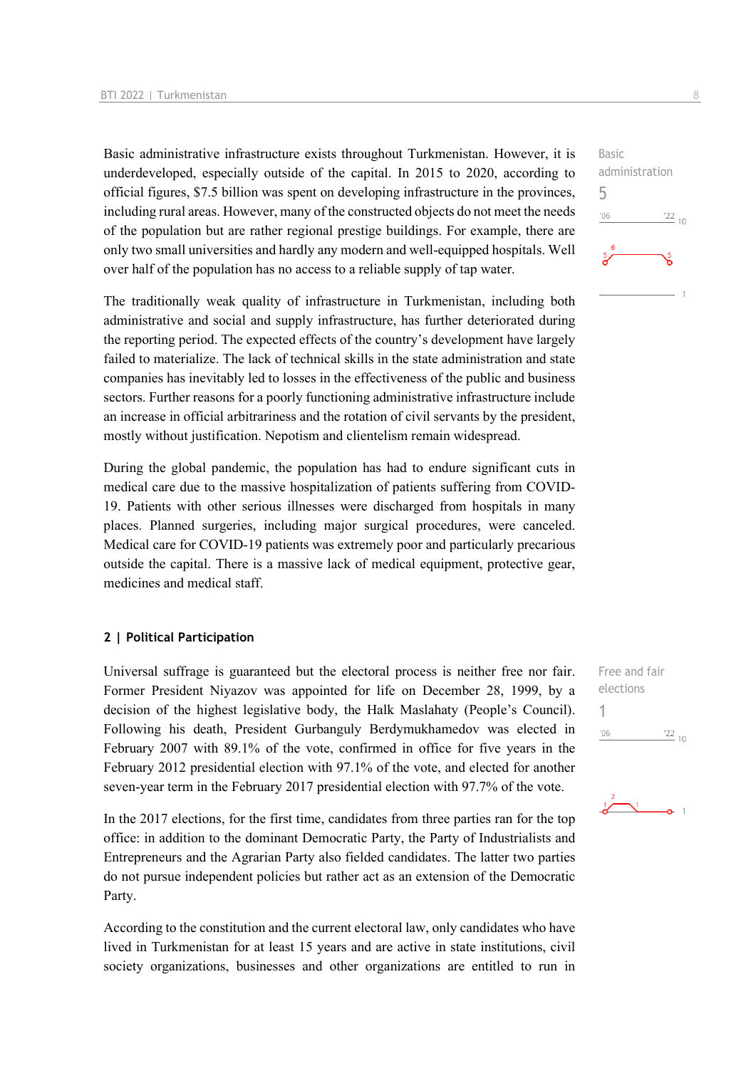Basic administrative infrastructure exists throughout Turkmenistan. However, it is underdeveloped, especially outside of the capital. In 2015 to 2020, according to official figures, $7.5 billion was spent on developing infrastructure in the provinces, including rural areas. However, many of the constructed objects do not meet the needs of the population but are rather regional prestige buildings. For example, there are only two small universities and hardly any modern and well-equipped hospitals. Well over half of the population has no access to a reliable supply of tap water.

Basic administration
5
'06 '22 10
5 6 5
1

The traditionally weak quality of infrastructure in Turkmenistan, including both administrative and social and supply infrastructure, has further deteriorated during the reporting period. The expected effects of the country's development have largely failed to materialize. The lack of technical skills in the state administration and state companies has inevitably led to losses in the effectiveness of the public and business sectors. Further reasons for a poorly functioning administrative infrastructure include an increase in official arbitrariness and the rotation of civil servants by the president, mostly without justification. Nepotism and clientelism remain widespread.

During the global pandemic, the population has had to endure significant cuts in medical care due to the massive hospitalization of patients suffering from COVID-19. Patients with other serious illnesses were discharged from hospitals in many places. Planned surgeries, including major surgical procedures, were canceled. Medical care for COVID-19 patients was extremely poor and particularly precarious outside the capital. There is a massive lack of medical equipment, protective gear, medicines and medical staff.

## 2 | Political Participation

Universal suffrage is guaranteed but the electoral process is neither free nor fair. Former President Niyazov was appointed for life on December 28, 1999, by a decision of the highest legislative body, the Halk Maslahaty (People's Council). Following his death, President Gurbanguly Berdymukhamedov was elected in February 2007 with 89.1% of the vote, confirmed in office for five years in the February 2012 presidential election with 97.1% of the vote, and elected for another seven-year term in the February 2017 presidential election with 97.7% of the vote.

Free and fair elections
1
'06 '22 10
1 2 1
1

In the 2017 elections, for the first time, candidates from three parties ran for the top office: in addition to the dominant Democratic Party, the Party of Industrialists and Entrepreneurs and the Agrarian Party also fielded candidates. The latter two parties do not pursue independent policies but rather act as an extension of the Democratic Party.

According to the constitution and the current electoral law, only candidates who have lived in Turkmenistan for at least 15 years and are active in state institutions, civil society organizations, businesses and other organizations are entitled to run in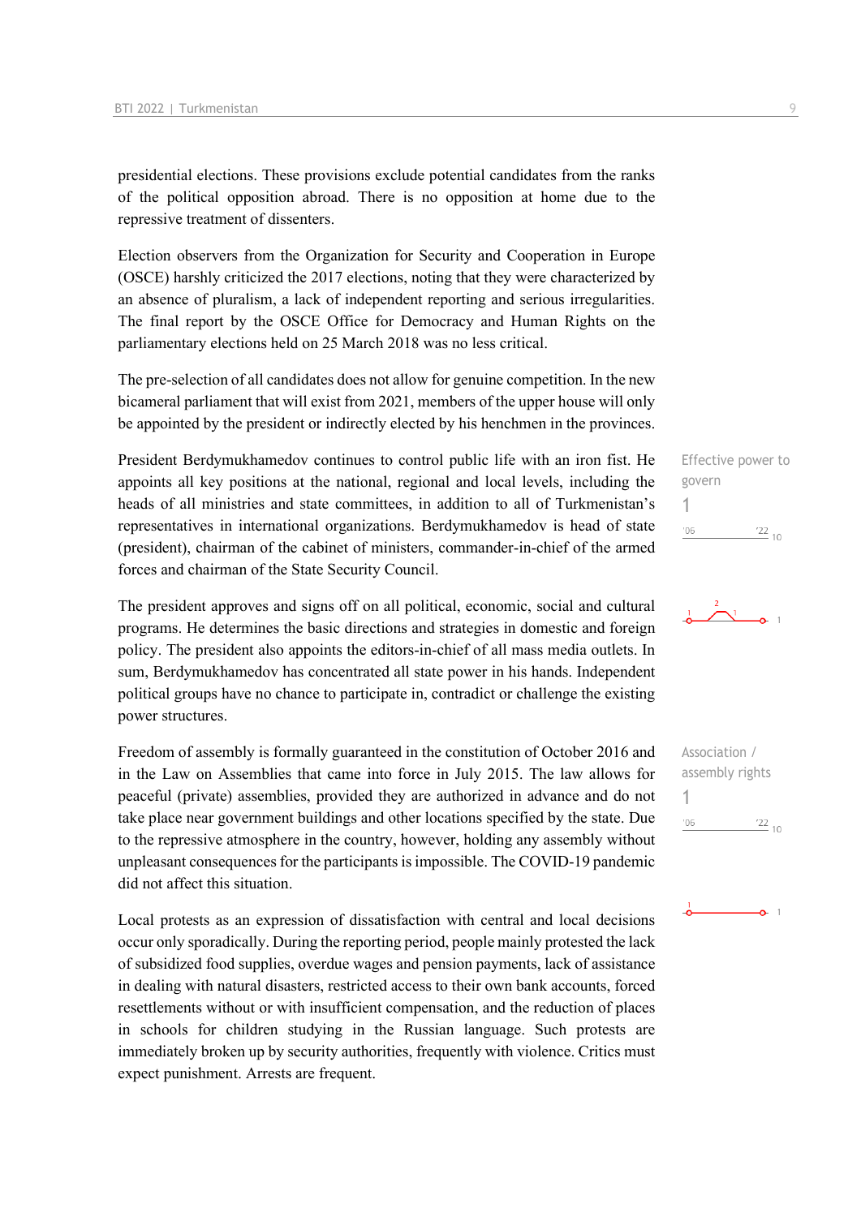presidential elections. These provisions exclude potential candidates from the ranks of the political opposition abroad. There is no opposition at home due to the repressive treatment of dissenters.

Election observers from the Organization for Security and Cooperation in Europe (OSCE) harshly criticized the 2017 elections, noting that they were characterized by an absence of pluralism, a lack of independent reporting and serious irregularities. The final report by the OSCE Office for Democracy and Human Rights on the parliamentary elections held on 25 March 2018 was no less critical.

The pre-selection of all candidates does not allow for genuine competition. In the new bicameral parliament that will exist from 2021, members of the upper house will only be appointed by the president or indirectly elected by his henchmen in the provinces.

Effective power to govern
1
'06 '22 10
1 2 1 1

President Berdymukhamedov continues to control public life with an iron fist. He appoints all key positions at the national, regional and local levels, including the heads of all ministries and state committees, in addition to all of Turkmenistan's representatives in international organizations. Berdymukhamedov is head of state (president), chairman of the cabinet of ministers, commander-in-chief of the armed forces and chairman of the State Security Council.

The president approves and signs off on all political, economic, social and cultural programs. He determines the basic directions and strategies in domestic and foreign policy. The president also appoints the editors-in-chief of all mass media outlets. In sum, Berdymukhamedov has concentrated all state power in his hands. Independent political groups have no chance to participate in, contradict or challenge the existing power structures.

Association / assembly rights
1
'06 '22 10
1 1

Freedom of assembly is formally guaranteed in the constitution of October 2016 and in the Law on Assemblies that came into force in July 2015. The law allows for peaceful (private) assemblies, provided they are authorized in advance and do not take place near government buildings and other locations specified by the state. Due to the repressive atmosphere in the country, however, holding any assembly without unpleasant consequences for the participants is impossible. The COVID-19 pandemic did not affect this situation.

Local protests as an expression of dissatisfaction with central and local decisions occur only sporadically. During the reporting period, people mainly protested the lack of subsidized food supplies, overdue wages and pension payments, lack of assistance in dealing with natural disasters, restricted access to their own bank accounts, forced resettlements without or with insufficient compensation, and the reduction of places in schools for children studying in the Russian language. Such protests are immediately broken up by security authorities, frequently with violence. Critics must expect punishment. Arrests are frequent.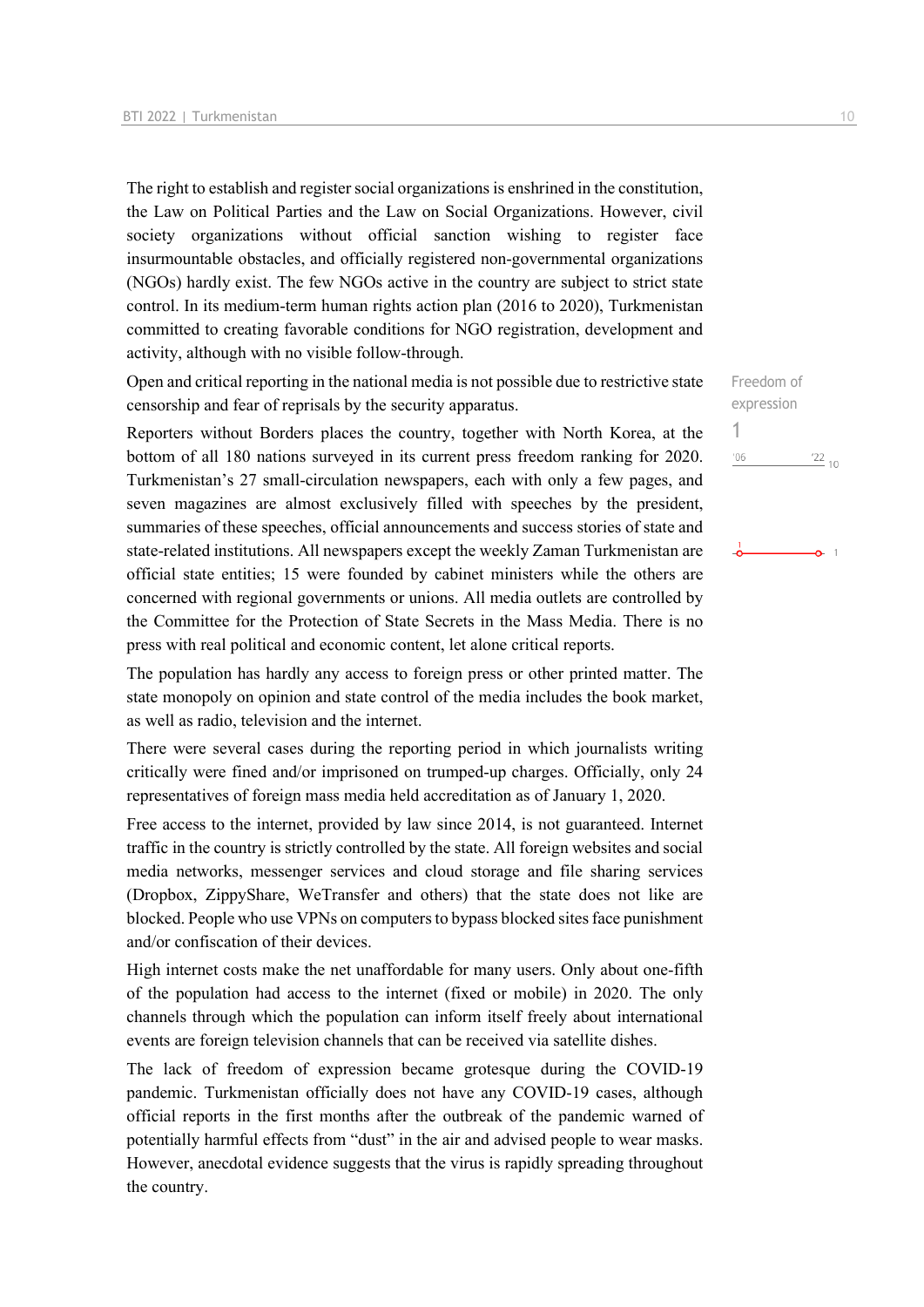The right to establish and register social organizations is enshrined in the constitution, the Law on Political Parties and the Law on Social Organizations. However, civil society organizations without official sanction wishing to register face insurmountable obstacles, and officially registered non-governmental organizations (NGOs) hardly exist. The few NGOs active in the country are subject to strict state control. In its medium-term human rights action plan (2016 to 2020), Turkmenistan committed to creating favorable conditions for NGO registration, development and activity, although with no visible follow-through.

Freedom of expression

1

'06 '22 10

1 1

Open and critical reporting in the national media is not possible due to restrictive state censorship and fear of reprisals by the security apparatus.

Reporters without Borders places the country, together with North Korea, at the bottom of all 180 nations surveyed in its current press freedom ranking for 2020. Turkmenistan's 27 small-circulation newspapers, each with only a few pages, and seven magazines are almost exclusively filled with speeches by the president, summaries of these speeches, official announcements and success stories of state and state-related institutions. All newspapers except the weekly Zaman Turkmenistan are official state entities; 15 were founded by cabinet ministers while the others are concerned with regional governments or unions. All media outlets are controlled by the Committee for the Protection of State Secrets in the Mass Media. There is no press with real political and economic content, let alone critical reports.

The population has hardly any access to foreign press or other printed matter. The state monopoly on opinion and state control of the media includes the book market, as well as radio, television and the internet.

There were several cases during the reporting period in which journalists writing critically were fined and/or imprisoned on trumped-up charges. Officially, only 24 representatives of foreign mass media held accreditation as of January 1, 2020.

Free access to the internet, provided by law since 2014, is not guaranteed. Internet traffic in the country is strictly controlled by the state. All foreign websites and social media networks, messenger services and cloud storage and file sharing services (Dropbox, ZippyShare, WeTransfer and others) that the state does not like are blocked. People who use VPNs on computers to bypass blocked sites face punishment and/or confiscation of their devices.

High internet costs make the net unaffordable for many users. Only about one-fifth of the population had access to the internet (fixed or mobile) in 2020. The only channels through which the population can inform itself freely about international events are foreign television channels that can be received via satellite dishes.

The lack of freedom of expression became grotesque during the COVID-19 pandemic. Turkmenistan officially does not have any COVID-19 cases, although official reports in the first months after the outbreak of the pandemic warned of potentially harmful effects from "dust" in the air and advised people to wear masks. However, anecdotal evidence suggests that the virus is rapidly spreading throughout the country.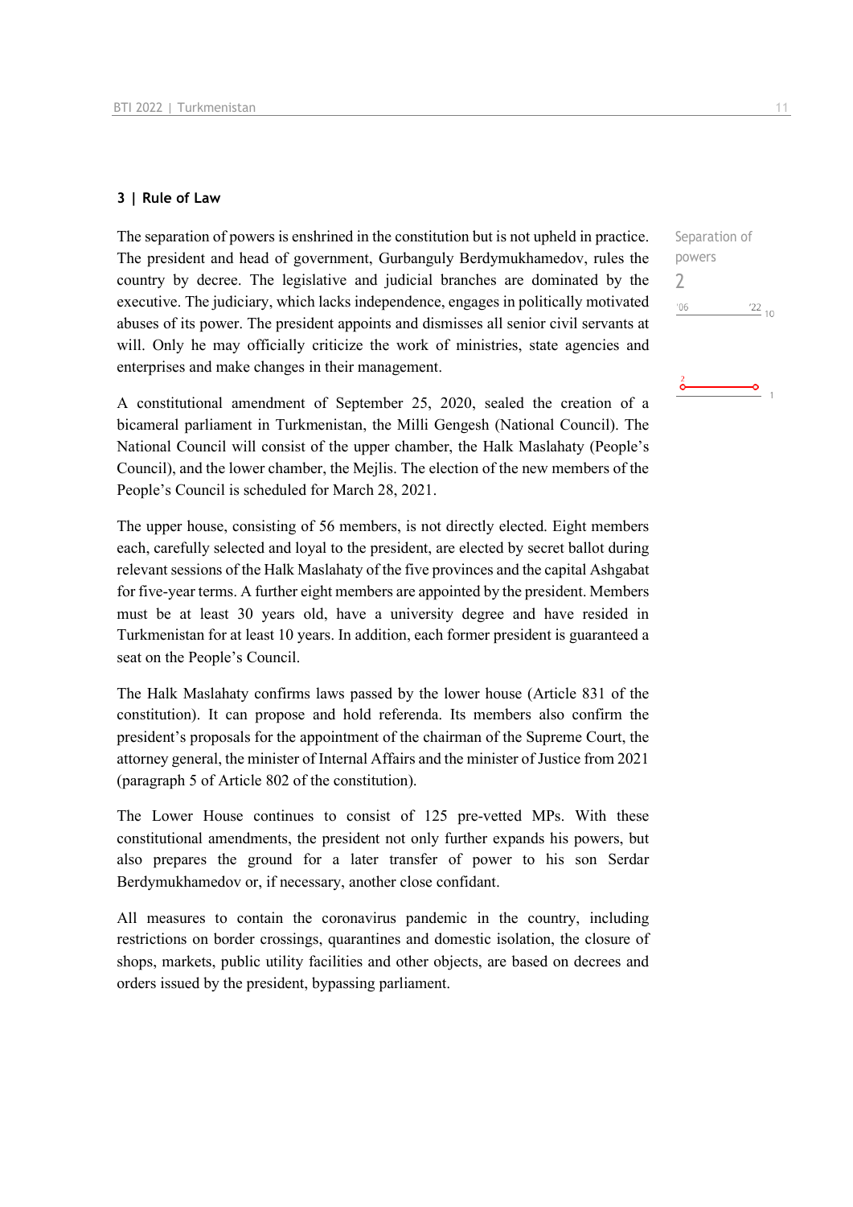### 3 | Rule of Law

Separation of powers

2

'06 '22 10

2

1

The separation of powers is enshrined in the constitution but is not upheld in practice. The president and head of government, Gurbanguly Berdymukhamedov, rules the country by decree. The legislative and judicial branches are dominated by the executive. The judiciary, which lacks independence, engages in politically motivated abuses of its power. The president appoints and dismisses all senior civil servants at will. Only he may officially criticize the work of ministries, state agencies and enterprises and make changes in their management.

A constitutional amendment of September 25, 2020, sealed the creation of a bicameral parliament in Turkmenistan, the Milli Gengesh (National Council). The National Council will consist of the upper chamber, the Halk Maslahaty (People's Council), and the lower chamber, the Mejlis. The election of the new members of the People's Council is scheduled for March 28, 2021.

The upper house, consisting of 56 members, is not directly elected. Eight members each, carefully selected and loyal to the president, are elected by secret ballot during relevant sessions of the Halk Maslahaty of the five provinces and the capital Ashgabat for five-year terms. A further eight members are appointed by the president. Members must be at least 30 years old, have a university degree and have resided in Turkmenistan for at least 10 years. In addition, each former president is guaranteed a seat on the People's Council.

The Halk Maslahaty confirms laws passed by the lower house (Article 831 of the constitution). It can propose and hold referenda. Its members also confirm the president's proposals for the appointment of the chairman of the Supreme Court, the attorney general, the minister of Internal Affairs and the minister of Justice from 2021 (paragraph 5 of Article 802 of the constitution).

The Lower House continues to consist of 125 pre-vetted MPs. With these constitutional amendments, the president not only further expands his powers, but also prepares the ground for a later transfer of power to his son Serdar Berdymukhamedov or, if necessary, another close confidant.

All measures to contain the coronavirus pandemic in the country, including restrictions on border crossings, quarantines and domestic isolation, the closure of shops, markets, public utility facilities and other objects, are based on decrees and orders issued by the president, bypassing parliament.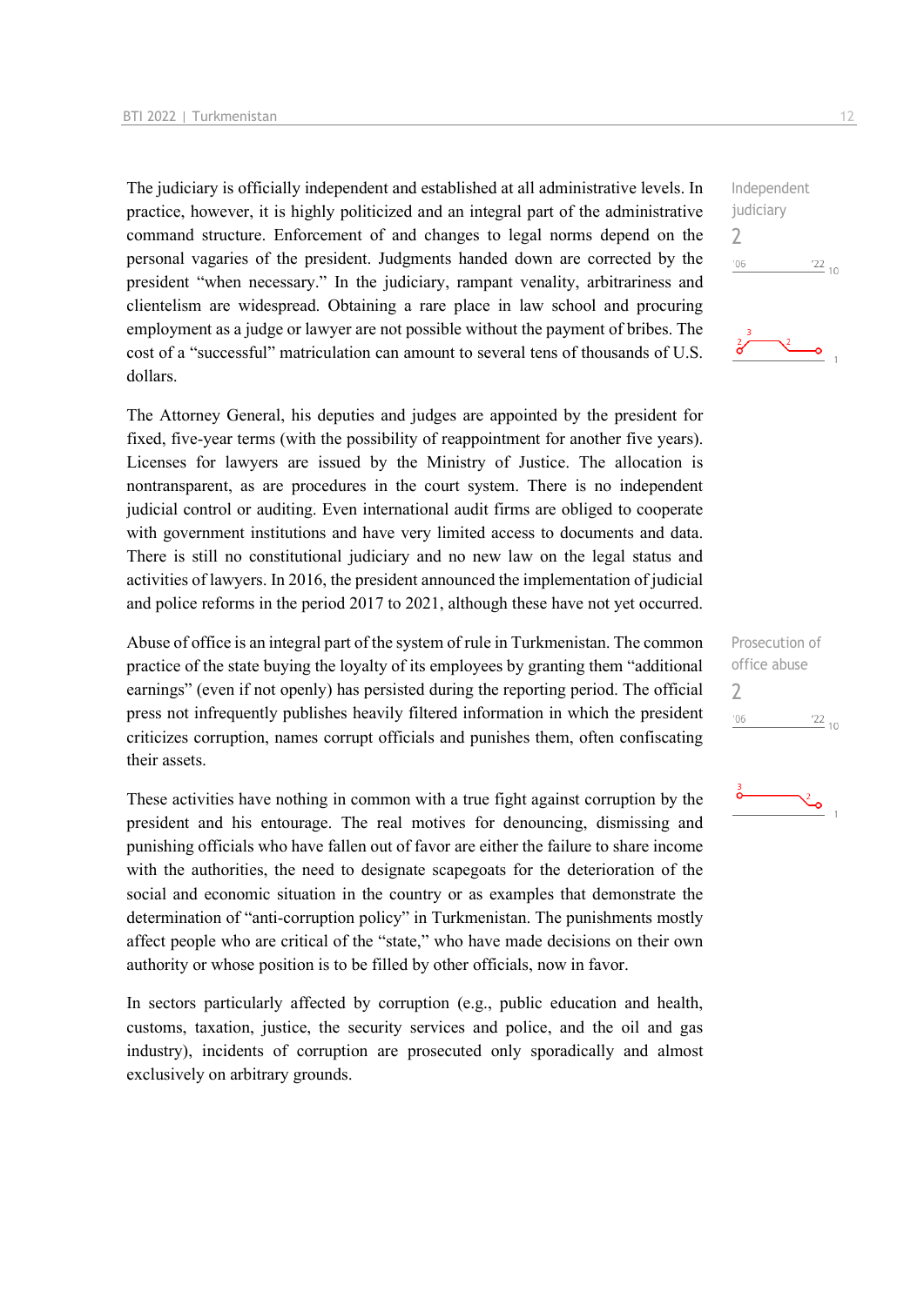The judiciary is officially independent and established at all administrative levels. In practice, however, it is highly politicized and an integral part of the administrative command structure. Enforcement of and changes to legal norms depend on the personal vagaries of the president. Judgments handed down are corrected by the president "when necessary." In the judiciary, rampant venality, arbitrariness and clientelism are widespread. Obtaining a rare place in law school and procuring employment as a judge or lawyer are not possible without the payment of bribes. The cost of a "successful" matriculation can amount to several tens of thousands of U.S. dollars.

Independent judiciary
2
'06 '22 10
3 2 2 1

The Attorney General, his deputies and judges are appointed by the president for fixed, five-year terms (with the possibility of reappointment for another five years). Licenses for lawyers are issued by the Ministry of Justice. The allocation is nontransparent, as are procedures in the court system. There is no independent judicial control or auditing. Even international audit firms are obliged to cooperate with government institutions and have very limited access to documents and data. There is still no constitutional judiciary and no new law on the legal status and activities of lawyers. In 2016, the president announced the implementation of judicial and police reforms in the period 2017 to 2021, although these have not yet occurred.

Abuse of office is an integral part of the system of rule in Turkmenistan. The common practice of the state buying the loyalty of its employees by granting them "additional earnings" (even if not openly) has persisted during the reporting period. The official press not infrequently publishes heavily filtered information in which the president criticizes corruption, names corrupt officials and punishes them, often confiscating their assets.

Prosecution of office abuse
2
'06 '22 10
3 2 1

These activities have nothing in common with a true fight against corruption by the president and his entourage. The real motives for denouncing, dismissing and punishing officials who have fallen out of favor are either the failure to share income with the authorities, the need to designate scapegoats for the deterioration of the social and economic situation in the country or as examples that demonstrate the determination of "anti-corruption policy" in Turkmenistan. The punishments mostly affect people who are critical of the "state," who have made decisions on their own authority or whose position is to be filled by other officials, now in favor.

In sectors particularly affected by corruption (e.g., public education and health, customs, taxation, justice, the security services and police, and the oil and gas industry), incidents of corruption are prosecuted only sporadically and almost exclusively on arbitrary grounds.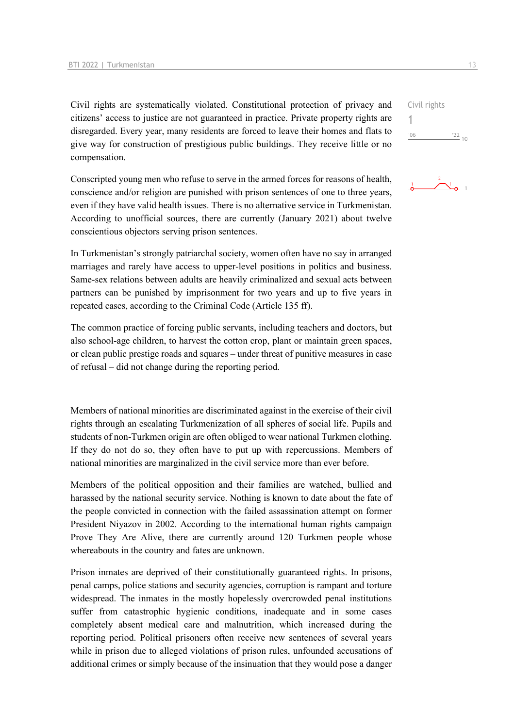Civil rights
1

'06 '22 10

Civil rights are systematically violated. Constitutional protection of privacy and citizens' access to justice are not guaranteed in practice. Private property rights are disregarded. Every year, many residents are forced to leave their homes and flats to give way for construction of prestigious public buildings. They receive little or no compensation.

Conscripted young men who refuse to serve in the armed forces for reasons of health, conscience and/or religion are punished with prison sentences of one to three years, even if they have valid health issues. There is no alternative service in Turkmenistan. According to unofficial sources, there are currently (January 2021) about twelve conscientious objectors serving prison sentences.

In Turkmenistan's strongly patriarchal society, women often have no say in arranged marriages and rarely have access to upper-level positions in politics and business. Same-sex relations between adults are heavily criminalized and sexual acts between partners can be punished by imprisonment for two years and up to five years in repeated cases, according to the Criminal Code (Article 135 ff).

The common practice of forcing public servants, including teachers and doctors, but also school-age children, to harvest the cotton crop, plant or maintain green spaces, or clean public prestige roads and squares – under threat of punitive measures in case of refusal – did not change during the reporting period.

Members of national minorities are discriminated against in the exercise of their civil rights through an escalating Turkmenization of all spheres of social life. Pupils and students of non-Turkmen origin are often obliged to wear national Turkmen clothing. If they do not do so, they often have to put up with repercussions. Members of national minorities are marginalized in the civil service more than ever before.

Members of the political opposition and their families are watched, bullied and harassed by the national security service. Nothing is known to date about the fate of the people convicted in connection with the failed assassination attempt on former President Niyazov in 2002. According to the international human rights campaign Prove They Are Alive, there are currently around 120 Turkmen people whose whereabouts in the country and fates are unknown.

Prison inmates are deprived of their constitutionally guaranteed rights. In prisons, penal camps, police stations and security agencies, corruption is rampant and torture widespread. The inmates in the mostly hopelessly overcrowded penal institutions suffer from catastrophic hygienic conditions, inadequate and in some cases completely absent medical care and malnutrition, which increased during the reporting period. Political prisoners often receive new sentences of several years while in prison due to alleged violations of prison rules, unfounded accusations of additional crimes or simply because of the insinuation that they would pose a danger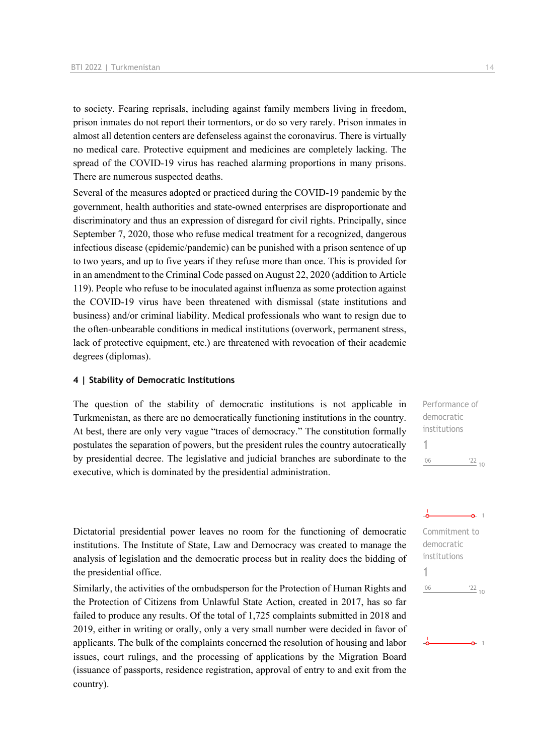to society. Fearing reprisals, including against family members living in freedom, prison inmates do not report their tormentors, or do so very rarely. Prison inmates in almost all detention centers are defenseless against the coronavirus. There is virtually no medical care. Protective equipment and medicines are completely lacking. The spread of the COVID-19 virus has reached alarming proportions in many prisons. There are numerous suspected deaths.

Several of the measures adopted or practiced during the COVID-19 pandemic by the government, health authorities and state-owned enterprises are disproportionate and discriminatory and thus an expression of disregard for civil rights. Principally, since September 7, 2020, those who refuse medical treatment for a recognized, dangerous infectious disease (epidemic/pandemic) can be punished with a prison sentence of up to two years, and up to five years if they refuse more than once. This is provided for in an amendment to the Criminal Code passed on August 22, 2020 (addition to Article 119). People who refuse to be inoculated against influenza as some protection against the COVID-19 virus have been threatened with dismissal (state institutions and business) and/or criminal liability. Medical professionals who want to resign due to the often-unbearable conditions in medical institutions (overwork, permanent stress, lack of protective equipment, etc.) are threatened with revocation of their academic degrees (diplomas).

#### 4 | Stability of Democratic Institutions

The question of the stability of democratic institutions is not applicable in Turkmenistan, as there are no democratically functioning institutions in the country. At best, there are only very vague "traces of democracy." The constitution formally postulates the separation of powers, but the president rules the country autocratically by presidential decree. The legislative and judicial branches are subordinate to the executive, which is dominated by the presidential administration.

Performance of democratic institutions

1

'06 '22 10

1 1

Dictatorial presidential power leaves no room for the functioning of democratic institutions. The Institute of State, Law and Democracy was created to manage the analysis of legislation and the democratic process but in reality does the bidding of the presidential office.

Commitment to democratic institutions

1

'06 '22 10

1 1

Similarly, the activities of the ombudsperson for the Protection of Human Rights and the Protection of Citizens from Unlawful State Action, created in 2017, has so far failed to produce any results. Of the total of 1,725 complaints submitted in 2018 and 2019, either in writing or orally, only a very small number were decided in favor of applicants. The bulk of the complaints concerned the resolution of housing and labor issues, court rulings, and the processing of applications by the Migration Board (issuance of passports, residence registration, approval of entry to and exit from the country).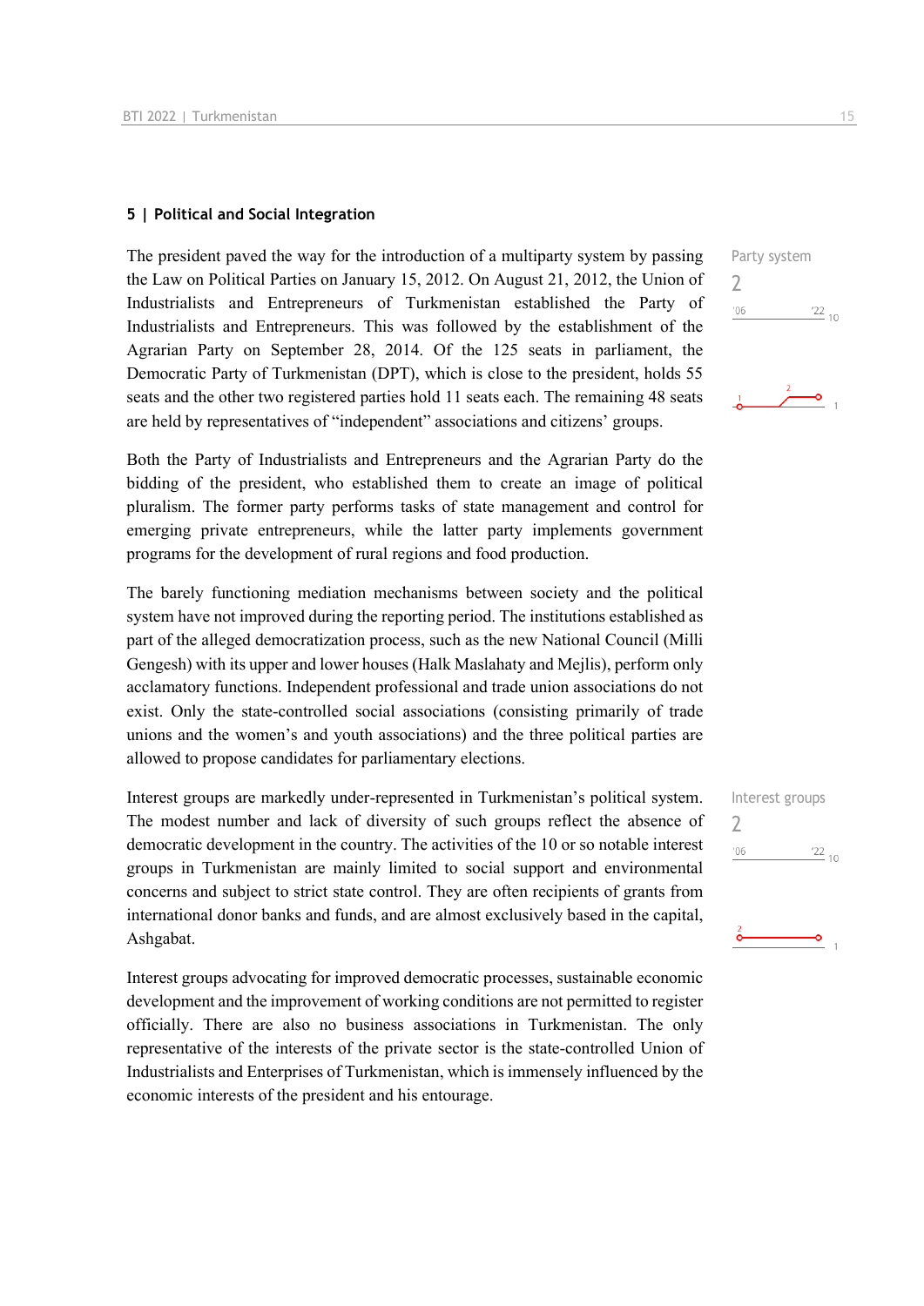## 5 | Political and Social Integration

The president paved the way for the introduction of a multiparty system by passing the Law on Political Parties on January 15, 2012. On August 21, 2012, the Union of Industrialists and Entrepreneurs of Turkmenistan established the Party of Industrialists and Entrepreneurs. This was followed by the establishment of the Agrarian Party on September 28, 2014. Of the 125 seats in parliament, the Democratic Party of Turkmenistan (DPT), which is close to the president, holds 55 seats and the other two registered parties hold 11 seats each. The remaining 48 seats are held by representatives of "independent" associations and citizens' groups.

Party system
2
'06 '22 10
1 2
1

Both the Party of Industrialists and Entrepreneurs and the Agrarian Party do the bidding of the president, who established them to create an image of political pluralism. The former party performs tasks of state management and control for emerging private entrepreneurs, while the latter party implements government programs for the development of rural regions and food production.

The barely functioning mediation mechanisms between society and the political system have not improved during the reporting period. The institutions established as part of the alleged democratization process, such as the new National Council (Milli Gengesh) with its upper and lower houses (Halk Maslahaty and Mejlis), perform only acclamatory functions. Independent professional and trade union associations do not exist. Only the state-controlled social associations (consisting primarily of trade unions and the women's and youth associations) and the three political parties are allowed to propose candidates for parliamentary elections.

Interest groups are markedly under-represented in Turkmenistan's political system. The modest number and lack of diversity of such groups reflect the absence of democratic development in the country. The activities of the 10 or so notable interest groups in Turkmenistan are mainly limited to social support and environmental concerns and subject to strict state control. They are often recipients of grants from international donor banks and funds, and are almost exclusively based in the capital, Ashgabat.

Interest groups
2
'06 '22 10
2
1

Interest groups advocating for improved democratic processes, sustainable economic development and the improvement of working conditions are not permitted to register officially. There are also no business associations in Turkmenistan. The only representative of the interests of the private sector is the state-controlled Union of Industrialists and Enterprises of Turkmenistan, which is immensely influenced by the economic interests of the president and his entourage.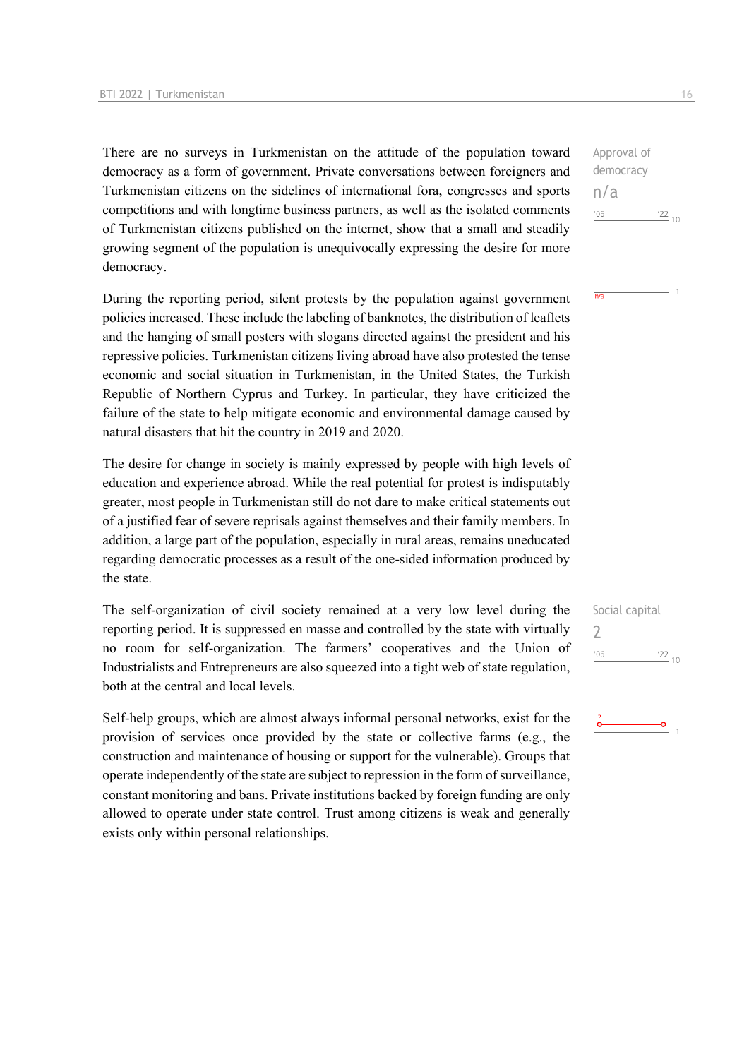There are no surveys in Turkmenistan on the attitude of the population toward democracy as a form of government. Private conversations between foreigners and Turkmenistan citizens on the sidelines of international fora, congresses and sports competitions and with longtime business partners, as well as the isolated comments of Turkmenistan citizens published on the internet, show that a small and steadily growing segment of the population is unequivocally expressing the desire for more democracy.

Approval of democracy
n/a
'06 '22 10
n/a 1

During the reporting period, silent protests by the population against government policies increased. These include the labeling of banknotes, the distribution of leaflets and the hanging of small posters with slogans directed against the president and his repressive policies. Turkmenistan citizens living abroad have also protested the tense economic and social situation in Turkmenistan, in the United States, the Turkish Republic of Northern Cyprus and Turkey. In particular, they have criticized the failure of the state to help mitigate economic and environmental damage caused by natural disasters that hit the country in 2019 and 2020.

The desire for change in society is mainly expressed by people with high levels of education and experience abroad. While the real potential for protest is indisputably greater, most people in Turkmenistan still do not dare to make critical statements out of a justified fear of severe reprisals against themselves and their family members. In addition, a large part of the population, especially in rural areas, remains uneducated regarding democratic processes as a result of the one-sided information produced by the state.

The self-organization of civil society remained at a very low level during the reporting period. It is suppressed en masse and controlled by the state with virtually no room for self-organization. The farmers' cooperatives and the Union of Industrialists and Entrepreneurs are also squeezed into a tight web of state regulation, both at the central and local levels.

Social capital
2
'06 '22 10
2 1

Self-help groups, which are almost always informal personal networks, exist for the provision of services once provided by the state or collective farms (e.g., the construction and maintenance of housing or support for the vulnerable). Groups that operate independently of the state are subject to repression in the form of surveillance, constant monitoring and bans. Private institutions backed by foreign funding are only allowed to operate under state control. Trust among citizens is weak and generally exists only within personal relationships.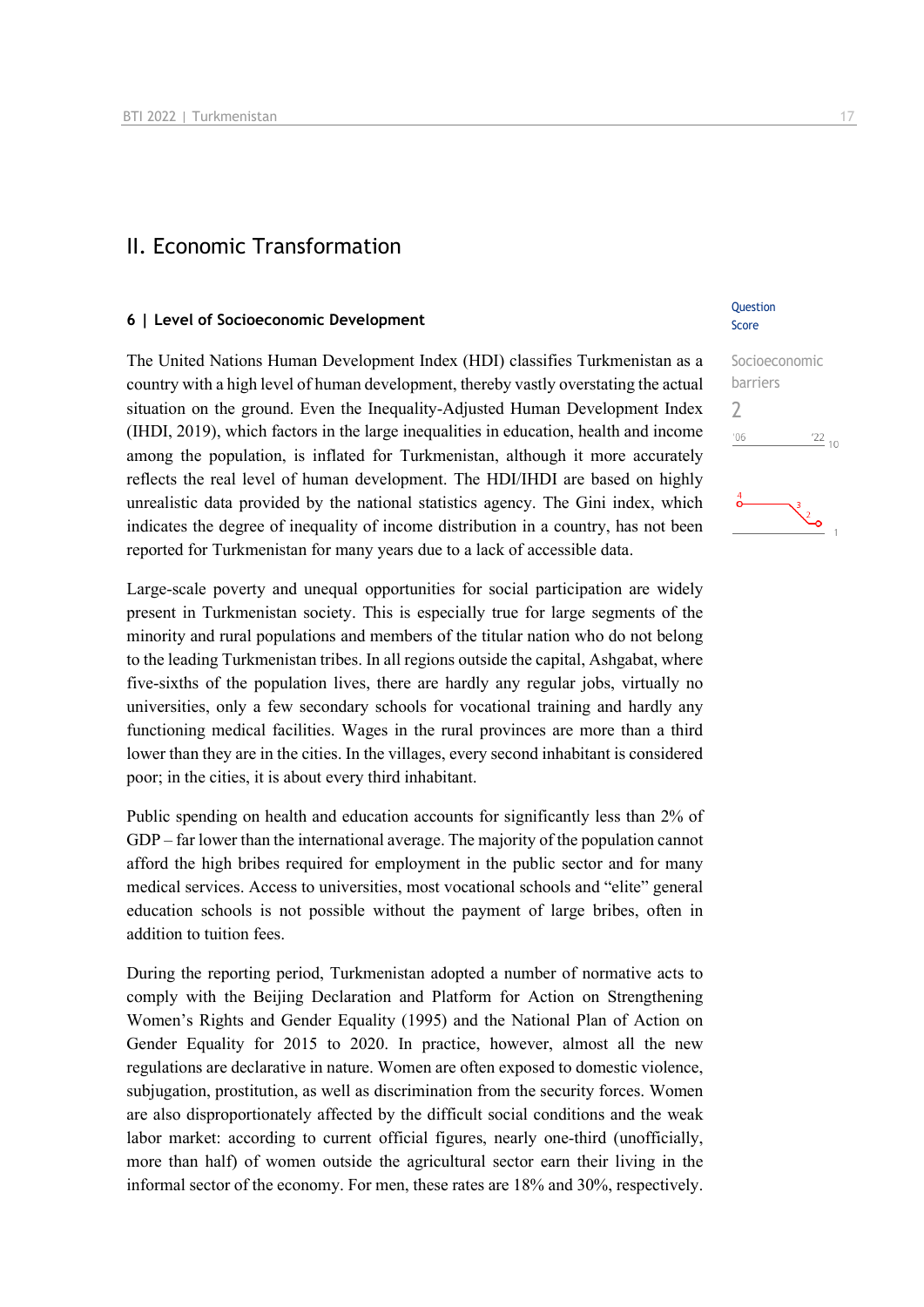## II. Economic Transformation

### 6 | Level of Socioeconomic Development

Question Score

Socioeconomic barriers

2

'06 '22 10

4
3
2
1

The United Nations Human Development Index (HDI) classifies Turkmenistan as a country with a high level of human development, thereby vastly overstating the actual situation on the ground. Even the Inequality-Adjusted Human Development Index (IHDI, 2019), which factors in the large inequalities in education, health and income among the population, is inflated for Turkmenistan, although it more accurately reflects the real level of human development. The HDI/IHDI are based on highly unrealistic data provided by the national statistics agency. The Gini index, which indicates the degree of inequality of income distribution in a country, has not been reported for Turkmenistan for many years due to a lack of accessible data.

Large-scale poverty and unequal opportunities for social participation are widely present in Turkmenistan society. This is especially true for large segments of the minority and rural populations and members of the titular nation who do not belong to the leading Turkmenistan tribes. In all regions outside the capital, Ashgabat, where five-sixths of the population lives, there are hardly any regular jobs, virtually no universities, only a few secondary schools for vocational training and hardly any functioning medical facilities. Wages in the rural provinces are more than a third lower than they are in the cities. In the villages, every second inhabitant is considered poor; in the cities, it is about every third inhabitant.

Public spending on health and education accounts for significantly less than 2% of GDP – far lower than the international average. The majority of the population cannot afford the high bribes required for employment in the public sector and for many medical services. Access to universities, most vocational schools and "elite" general education schools is not possible without the payment of large bribes, often in addition to tuition fees.

During the reporting period, Turkmenistan adopted a number of normative acts to comply with the Beijing Declaration and Platform for Action on Strengthening Women's Rights and Gender Equality (1995) and the National Plan of Action on Gender Equality for 2015 to 2020. In practice, however, almost all the new regulations are declarative in nature. Women are often exposed to domestic violence, subjugation, prostitution, as well as discrimination from the security forces. Women are also disproportionately affected by the difficult social conditions and the weak labor market: according to current official figures, nearly one-third (unofficially, more than half) of women outside the agricultural sector earn their living in the informal sector of the economy. For men, these rates are 18% and 30%, respectively.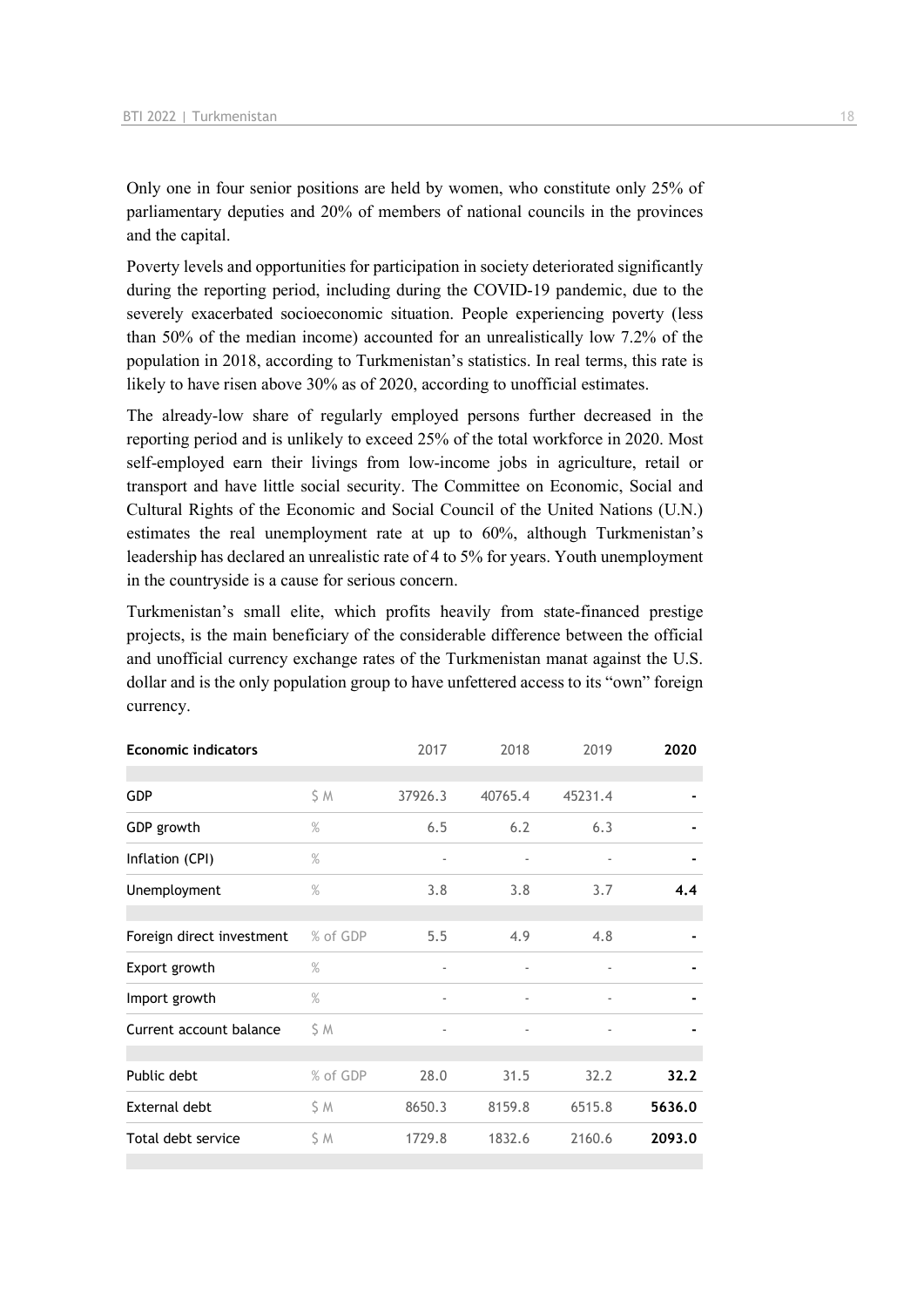Only one in four senior positions are held by women, who constitute only 25% of parliamentary deputies and 20% of members of national councils in the provinces and the capital.

Poverty levels and opportunities for participation in society deteriorated significantly during the reporting period, including during the COVID-19 pandemic, due to the severely exacerbated socioeconomic situation. People experiencing poverty (less than 50% of the median income) accounted for an unrealistically low 7.2% of the population in 2018, according to Turkmenistan's statistics. In real terms, this rate is likely to have risen above 30% as of 2020, according to unofficial estimates.

The already-low share of regularly employed persons further decreased in the reporting period and is unlikely to exceed 25% of the total workforce in 2020. Most self-employed earn their livings from low-income jobs in agriculture, retail or transport and have little social security. The Committee on Economic, Social and Cultural Rights of the Economic and Social Council of the United Nations (U.N.) estimates the real unemployment rate at up to 60%, although Turkmenistan's leadership has declared an unrealistic rate of 4 to 5% for years. Youth unemployment in the countryside is a cause for serious concern.

Turkmenistan's small elite, which profits heavily from state-financed prestige projects, is the main beneficiary of the considerable difference between the official and unofficial currency exchange rates of the Turkmenistan manat against the U.S. dollar and is the only population group to have unfettered access to its "own" foreign currency.

| Economic indicators | | 2017 | 2018 | 2019 | **2020** |
|---|---|---|---|---|---|
| GDP | $ M | 37926.3 | 40765.4 | 45231.4 | **-** |
| GDP growth | % | 6.5 | 6.2 | 6.3 | **-** |
| Inflation (CPI) | % | - | - | - | **-** |
| Unemployment | % | 3.8 | 3.8 | 3.7 | **4.4** |
| Foreign direct investment | % of GDP | 5.5 | 4.9 | 4.8 | **-** |
| Export growth | % | - | - | - | **-** |
| Import growth | % | - | - | - | **-** |
| Current account balance | $ M | - | - | - | **-** |
| Public debt | % of GDP | 28.0 | 31.5 | 32.2 | **32.2** |
| External debt | $ M | 8650.3 | 8159.8 | 6515.8 | **5636.0** |
| Total debt service | $ M | 1729.8 | 1832.6 | 2160.6 | **2093.0** |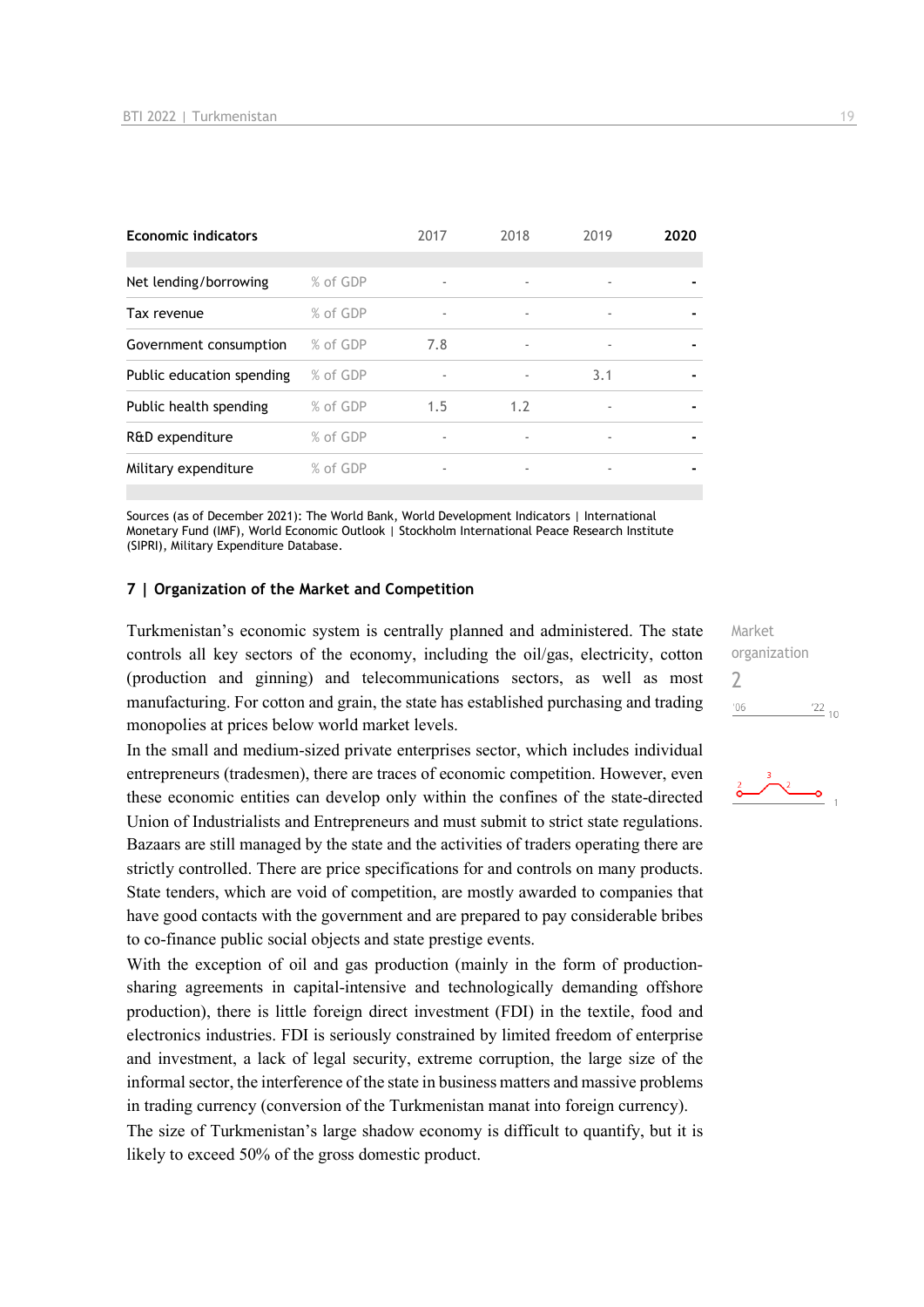| Economic indicators | | 2017 | 2018 | 2019 | 2020 |
|---|---|---|---|---|---|
| Net lending/borrowing | % of GDP | - | - | - | - |
| Tax revenue | % of GDP | - | - | - | - |
| Government consumption | % of GDP | 7.8 | - | - | - |
| Public education spending | % of GDP | - | - | 3.1 | - |
| Public health spending | % of GDP | 1.5 | 1.2 | - | - |
| R&D expenditure | % of GDP | - | - | - | - |
| Military expenditure | % of GDP | - | - | - | - |

Sources (as of December 2021): The World Bank, World Development Indicators | International Monetary Fund (IMF), World Economic Outlook | Stockholm International Peace Research Institute (SIPRI), Military Expenditure Database.

## 7 | Organization of the Market and Competition

Market organization
2
'06 '22 10
2 3 2
1

Turkmenistan's economic system is centrally planned and administered. The state controls all key sectors of the economy, including the oil/gas, electricity, cotton (production and ginning) and telecommunications sectors, as well as most manufacturing. For cotton and grain, the state has established purchasing and trading monopolies at prices below world market levels.

In the small and medium-sized private enterprises sector, which includes individual entrepreneurs (tradesmen), there are traces of economic competition. However, even these economic entities can develop only within the confines of the state-directed Union of Industrialists and Entrepreneurs and must submit to strict state regulations. Bazaars are still managed by the state and the activities of traders operating there are strictly controlled. There are price specifications for and controls on many products. State tenders, which are void of competition, are mostly awarded to companies that have good contacts with the government and are prepared to pay considerable bribes to co-finance public social objects and state prestige events.

With the exception of oil and gas production (mainly in the form of production-sharing agreements in capital-intensive and technologically demanding offshore production), there is little foreign direct investment (FDI) in the textile, food and electronics industries. FDI is seriously constrained by limited freedom of enterprise and investment, a lack of legal security, extreme corruption, the large size of the informal sector, the interference of the state in business matters and massive problems in trading currency (conversion of the Turkmenistan manat into foreign currency).

The size of Turkmenistan's large shadow economy is difficult to quantify, but it is likely to exceed 50% of the gross domestic product.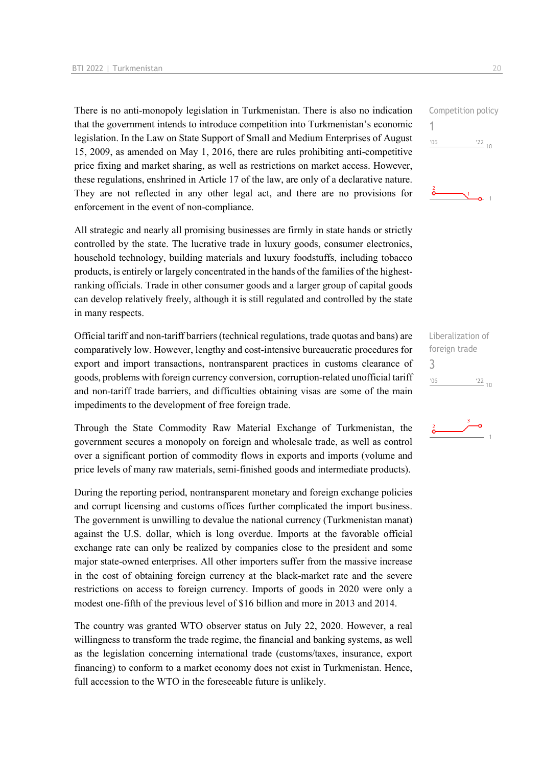There is no anti-monopoly legislation in Turkmenistan. There is also no indication that the government intends to introduce competition into Turkmenistan's economic legislation. In the Law on State Support of Small and Medium Enterprises of August 15, 2009, as amended on May 1, 2016, there are rules prohibiting anti-competitive price fixing and market sharing, as well as restrictions on market access. However, these regulations, enshrined in Article 17 of the law, are only of a declarative nature. They are not reflected in any other legal act, and there are no provisions for enforcement in the event of non-compliance.

Competition policy

1

'06 '22 10

2 1 1

All strategic and nearly all promising businesses are firmly in state hands or strictly controlled by the state. The lucrative trade in luxury goods, consumer electronics, household technology, building materials and luxury foodstuffs, including tobacco products, is entirely or largely concentrated in the hands of the families of the highest-ranking officials. Trade in other consumer goods and a larger group of capital goods can develop relatively freely, although it is still regulated and controlled by the state in many respects.

Official tariff and non-tariff barriers (technical regulations, trade quotas and bans) are comparatively low. However, lengthy and cost-intensive bureaucratic procedures for export and import transactions, nontransparent practices in customs clearance of goods, problems with foreign currency conversion, corruption-related unofficial tariff and non-tariff trade barriers, and difficulties obtaining visas are some of the main impediments to the development of free foreign trade.

Liberalization of foreign trade

3

'06 '22 10

2 3 1

Through the State Commodity Raw Material Exchange of Turkmenistan, the government secures a monopoly on foreign and wholesale trade, as well as control over a significant portion of commodity flows in exports and imports (volume and price levels of many raw materials, semi-finished goods and intermediate products).

During the reporting period, nontransparent monetary and foreign exchange policies and corrupt licensing and customs offices further complicated the import business. The government is unwilling to devalue the national currency (Turkmenistan manat) against the U.S. dollar, which is long overdue. Imports at the favorable official exchange rate can only be realized by companies close to the president and some major state-owned enterprises. All other importers suffer from the massive increase in the cost of obtaining foreign currency at the black-market rate and the severe restrictions on access to foreign currency. Imports of goods in 2020 were only a modest one-fifth of the previous level of $16 billion and more in 2013 and 2014.

The country was granted WTO observer status on July 22, 2020. However, a real willingness to transform the trade regime, the financial and banking systems, as well as the legislation concerning international trade (customs/taxes, insurance, export financing) to conform to a market economy does not exist in Turkmenistan. Hence, full accession to the WTO in the foreseeable future is unlikely.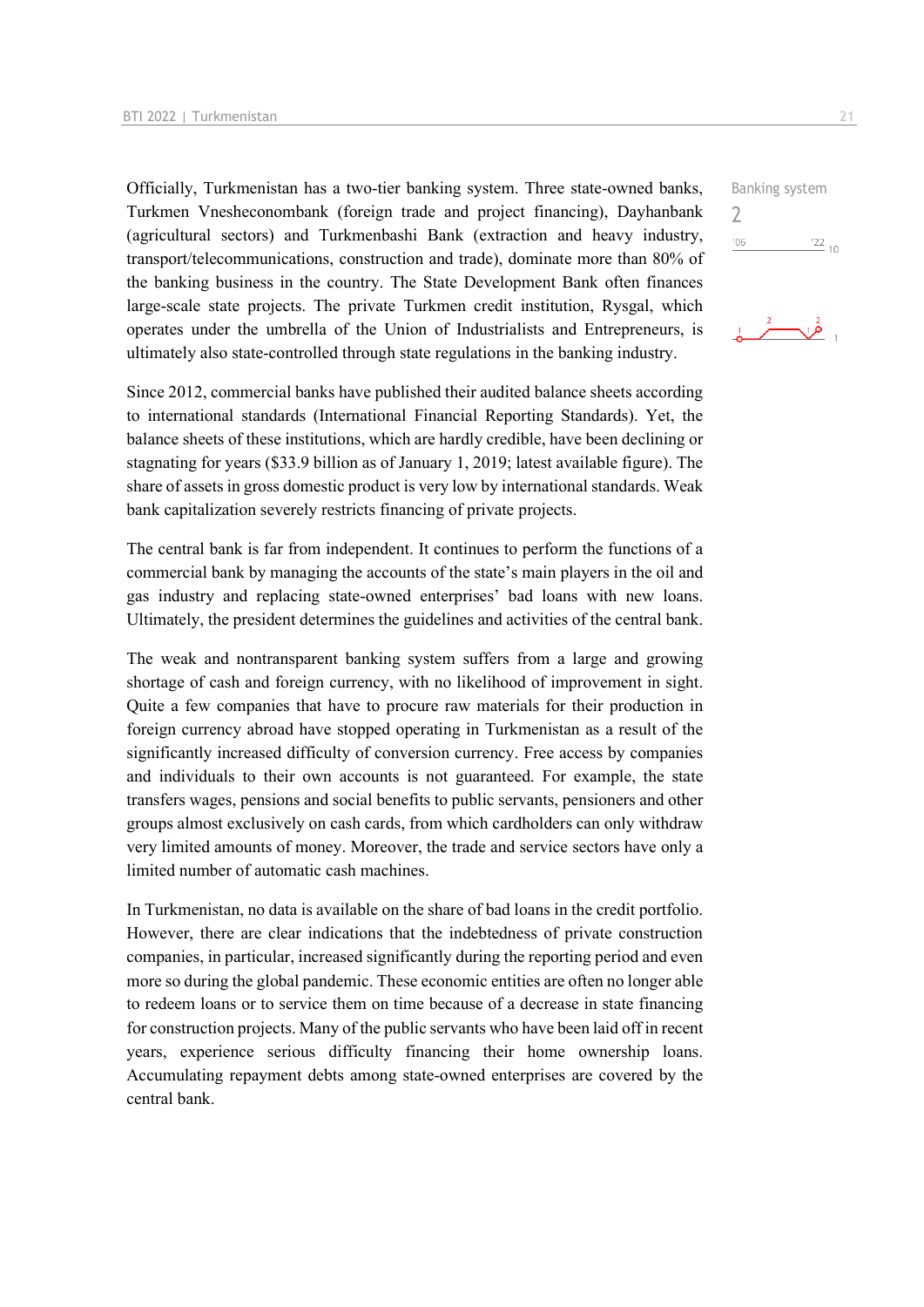Officially, Turkmenistan has a two-tier banking system. Three state-owned banks, Turkmen Vnesheconombank (foreign trade and project financing), Dayhanbank (agricultural sectors) and Turkmenbashi Bank (extraction and heavy industry, transport/telecommunications, construction and trade), dominate more than 80% of the banking business in the country. The State Development Bank often finances large-scale state projects. The private Turkmen credit institution, Rysgal, which operates under the umbrella of the Union of Industrialists and Entrepreneurs, is ultimately also state-controlled through state regulations in the banking industry.

Banking system
2
'06
'22
10
2
2
1
1
1

Since 2012, commercial banks have published their audited balance sheets according to international standards (International Financial Reporting Standards). Yet, the balance sheets of these institutions, which are hardly credible, have been declining or stagnating for years ($33.9 billion as of January 1, 2019; latest available figure). The share of assets in gross domestic product is very low by international standards. Weak bank capitalization severely restricts financing of private projects.

The central bank is far from independent. It continues to perform the functions of a commercial bank by managing the accounts of the state's main players in the oil and gas industry and replacing state-owned enterprises' bad loans with new loans. Ultimately, the president determines the guidelines and activities of the central bank.

The weak and nontransparent banking system suffers from a large and growing shortage of cash and foreign currency, with no likelihood of improvement in sight. Quite a few companies that have to procure raw materials for their production in foreign currency abroad have stopped operating in Turkmenistan as a result of the significantly increased difficulty of conversion currency. Free access by companies and individuals to their own accounts is not guaranteed. For example, the state transfers wages, pensions and social benefits to public servants, pensioners and other groups almost exclusively on cash cards, from which cardholders can only withdraw very limited amounts of money. Moreover, the trade and service sectors have only a limited number of automatic cash machines.

In Turkmenistan, no data is available on the share of bad loans in the credit portfolio. However, there are clear indications that the indebtedness of private construction companies, in particular, increased significantly during the reporting period and even more so during the global pandemic. These economic entities are often no longer able to redeem loans or to service them on time because of a decrease in state financing for construction projects. Many of the public servants who have been laid off in recent years, experience serious difficulty financing their home ownership loans. Accumulating repayment debts among state-owned enterprises are covered by the central bank.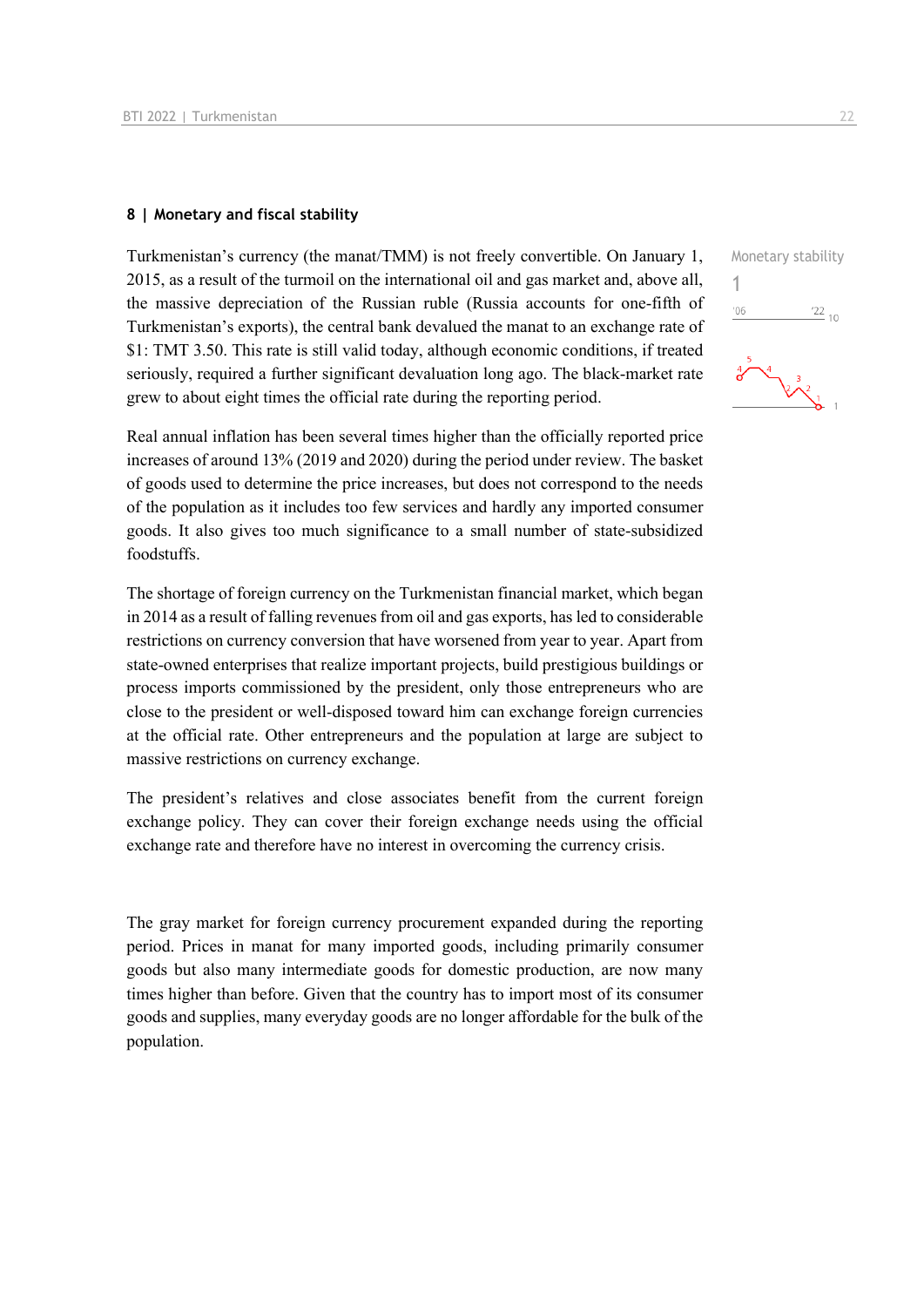### 8 | Monetary and fiscal stability

Turkmenistan's currency (the manat/TMM) is not freely convertible. On January 1, 2015, as a result of the turmoil on the international oil and gas market and, above all, the massive depreciation of the Russian ruble (Russia accounts for one-fifth of Turkmenistan's exports), the central bank devalued the manat to an exchange rate of $1: TMT 3.50. This rate is still valid today, although economic conditions, if treated seriously, required a further significant devaluation long ago. The black-market rate grew to about eight times the official rate during the reporting period.

Monetary stability
1
'06 '22 10
4 5 4 2 3 2 1
1

Real annual inflation has been several times higher than the officially reported price increases of around 13% (2019 and 2020) during the period under review. The basket of goods used to determine the price increases, but does not correspond to the needs of the population as it includes too few services and hardly any imported consumer goods. It also gives too much significance to a small number of state-subsidized foodstuffs.

The shortage of foreign currency on the Turkmenistan financial market, which began in 2014 as a result of falling revenues from oil and gas exports, has led to considerable restrictions on currency conversion that have worsened from year to year. Apart from state-owned enterprises that realize important projects, build prestigious buildings or process imports commissioned by the president, only those entrepreneurs who are close to the president or well-disposed toward him can exchange foreign currencies at the official rate. Other entrepreneurs and the population at large are subject to massive restrictions on currency exchange.

The president's relatives and close associates benefit from the current foreign exchange policy. They can cover their foreign exchange needs using the official exchange rate and therefore have no interest in overcoming the currency crisis.

The gray market for foreign currency procurement expanded during the reporting period. Prices in manat for many imported goods, including primarily consumer goods but also many intermediate goods for domestic production, are now many times higher than before. Given that the country has to import most of its consumer goods and supplies, many everyday goods are no longer affordable for the bulk of the population.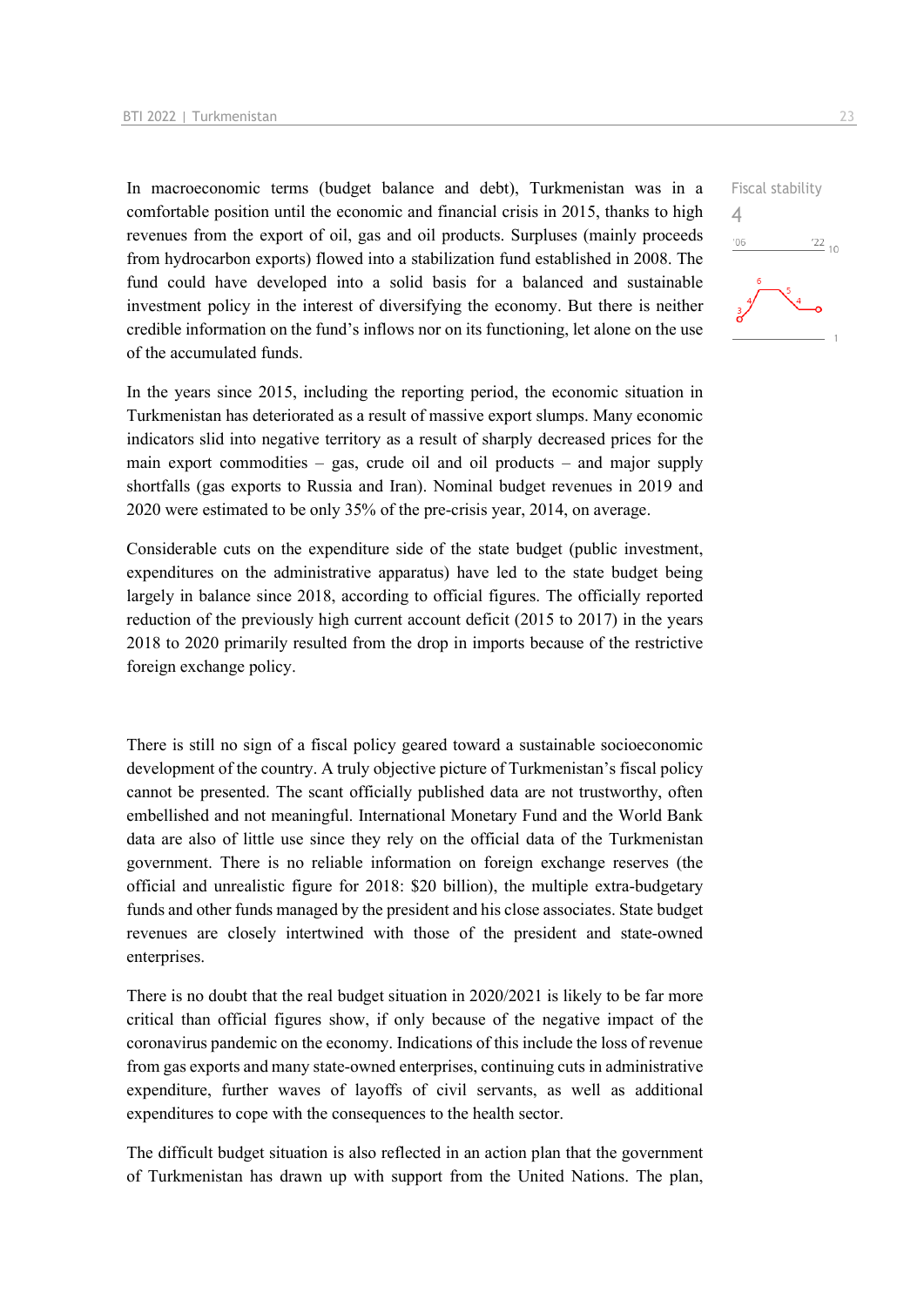In macroeconomic terms (budget balance and debt), Turkmenistan was in a comfortable position until the economic and financial crisis in 2015, thanks to high revenues from the export of oil, gas and oil products. Surpluses (mainly proceeds from hydrocarbon exports) flowed into a stabilization fund established in 2008. The fund could have developed into a solid basis for a balanced and sustainable investment policy in the interest of diversifying the economy. But there is neither credible information on the fund's inflows nor on its functioning, let alone on the use of the accumulated funds.

Fiscal stability
4

In the years since 2015, including the reporting period, the economic situation in Turkmenistan has deteriorated as a result of massive export slumps. Many economic indicators slid into negative territory as a result of sharply decreased prices for the main export commodities – gas, crude oil and oil products – and major supply shortfalls (gas exports to Russia and Iran). Nominal budget revenues in 2019 and 2020 were estimated to be only 35% of the pre-crisis year, 2014, on average.

Considerable cuts on the expenditure side of the state budget (public investment, expenditures on the administrative apparatus) have led to the state budget being largely in balance since 2018, according to official figures. The officially reported reduction of the previously high current account deficit (2015 to 2017) in the years 2018 to 2020 primarily resulted from the drop in imports because of the restrictive foreign exchange policy.

There is still no sign of a fiscal policy geared toward a sustainable socioeconomic development of the country. A truly objective picture of Turkmenistan's fiscal policy cannot be presented. The scant officially published data are not trustworthy, often embellished and not meaningful. International Monetary Fund and the World Bank data are also of little use since they rely on the official data of the Turkmenistan government. There is no reliable information on foreign exchange reserves (the official and unrealistic figure for 2018: $20 billion), the multiple extra-budgetary funds and other funds managed by the president and his close associates. State budget revenues are closely intertwined with those of the president and state-owned enterprises.

There is no doubt that the real budget situation in 2020/2021 is likely to be far more critical than official figures show, if only because of the negative impact of the coronavirus pandemic on the economy. Indications of this include the loss of revenue from gas exports and many state-owned enterprises, continuing cuts in administrative expenditure, further waves of layoffs of civil servants, as well as additional expenditures to cope with the consequences to the health sector.

The difficult budget situation is also reflected in an action plan that the government of Turkmenistan has drawn up with support from the United Nations. The plan,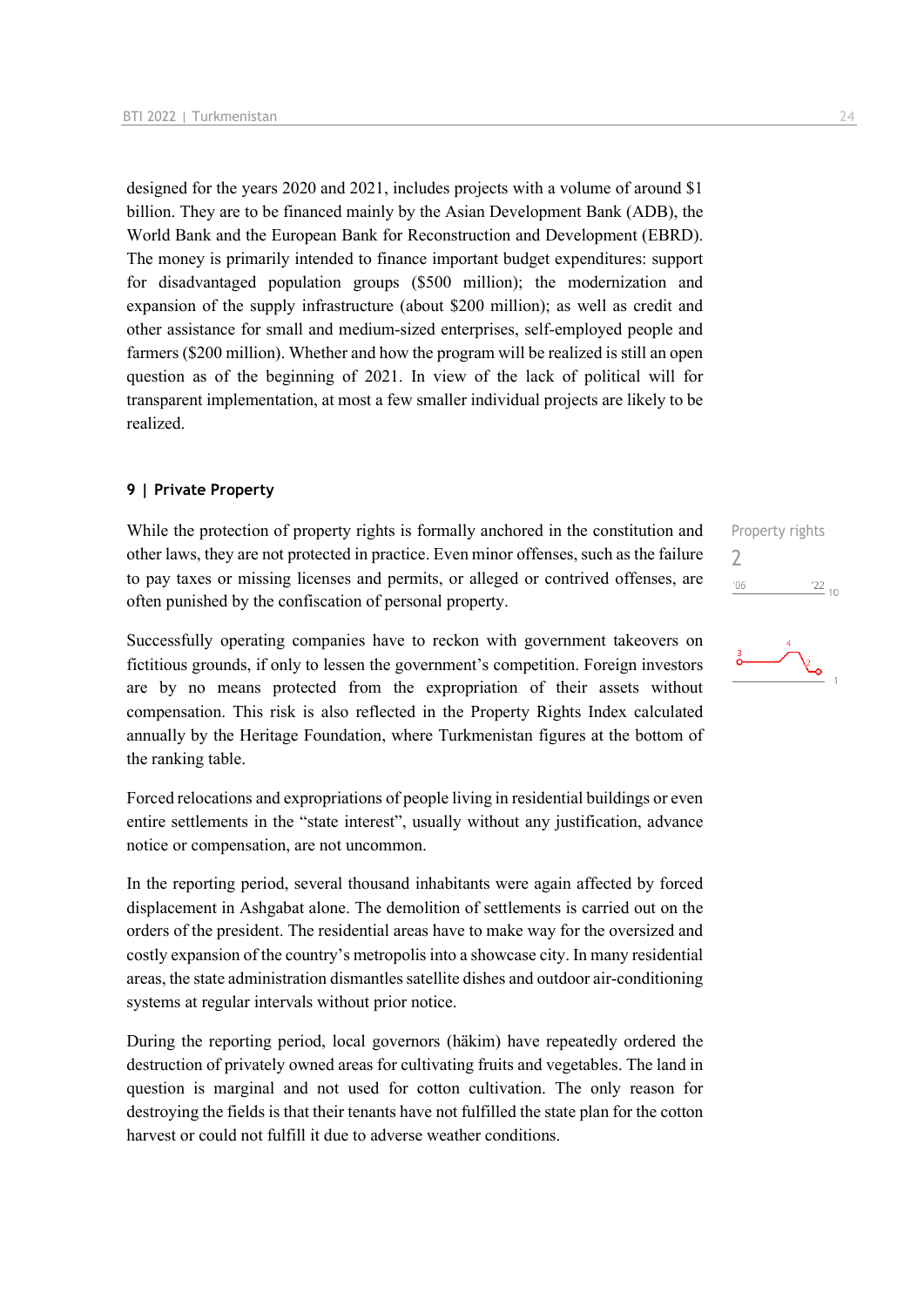designed for the years 2020 and 2021, includes projects with a volume of around $1 billion. They are to be financed mainly by the Asian Development Bank (ADB), the World Bank and the European Bank for Reconstruction and Development (EBRD). The money is primarily intended to finance important budget expenditures: support for disadvantaged population groups ($500 million); the modernization and expansion of the supply infrastructure (about $200 million); as well as credit and other assistance for small and medium-sized enterprises, self-employed people and farmers ($200 million). Whether and how the program will be realized is still an open question as of the beginning of 2021. In view of the lack of political will for transparent implementation, at most a few smaller individual projects are likely to be realized.

## 9 | Private Property

Property rights
2
'06 '22 10
3
4
2
1

While the protection of property rights is formally anchored in the constitution and other laws, they are not protected in practice. Even minor offenses, such as the failure to pay taxes or missing licenses and permits, or alleged or contrived offenses, are often punished by the confiscation of personal property.

Successfully operating companies have to reckon with government takeovers on fictitious grounds, if only to lessen the government's competition. Foreign investors are by no means protected from the expropriation of their assets without compensation. This risk is also reflected in the Property Rights Index calculated annually by the Heritage Foundation, where Turkmenistan figures at the bottom of the ranking table.

Forced relocations and expropriations of people living in residential buildings or even entire settlements in the "state interest", usually without any justification, advance notice or compensation, are not uncommon.

In the reporting period, several thousand inhabitants were again affected by forced displacement in Ashgabat alone. The demolition of settlements is carried out on the orders of the president. The residential areas have to make way for the oversized and costly expansion of the country's metropolis into a showcase city. In many residential areas, the state administration dismantles satellite dishes and outdoor air-conditioning systems at regular intervals without prior notice.

During the reporting period, local governors (häkim) have repeatedly ordered the destruction of privately owned areas for cultivating fruits and vegetables. The land in question is marginal and not used for cotton cultivation. The only reason for destroying the fields is that their tenants have not fulfilled the state plan for the cotton harvest or could not fulfill it due to adverse weather conditions.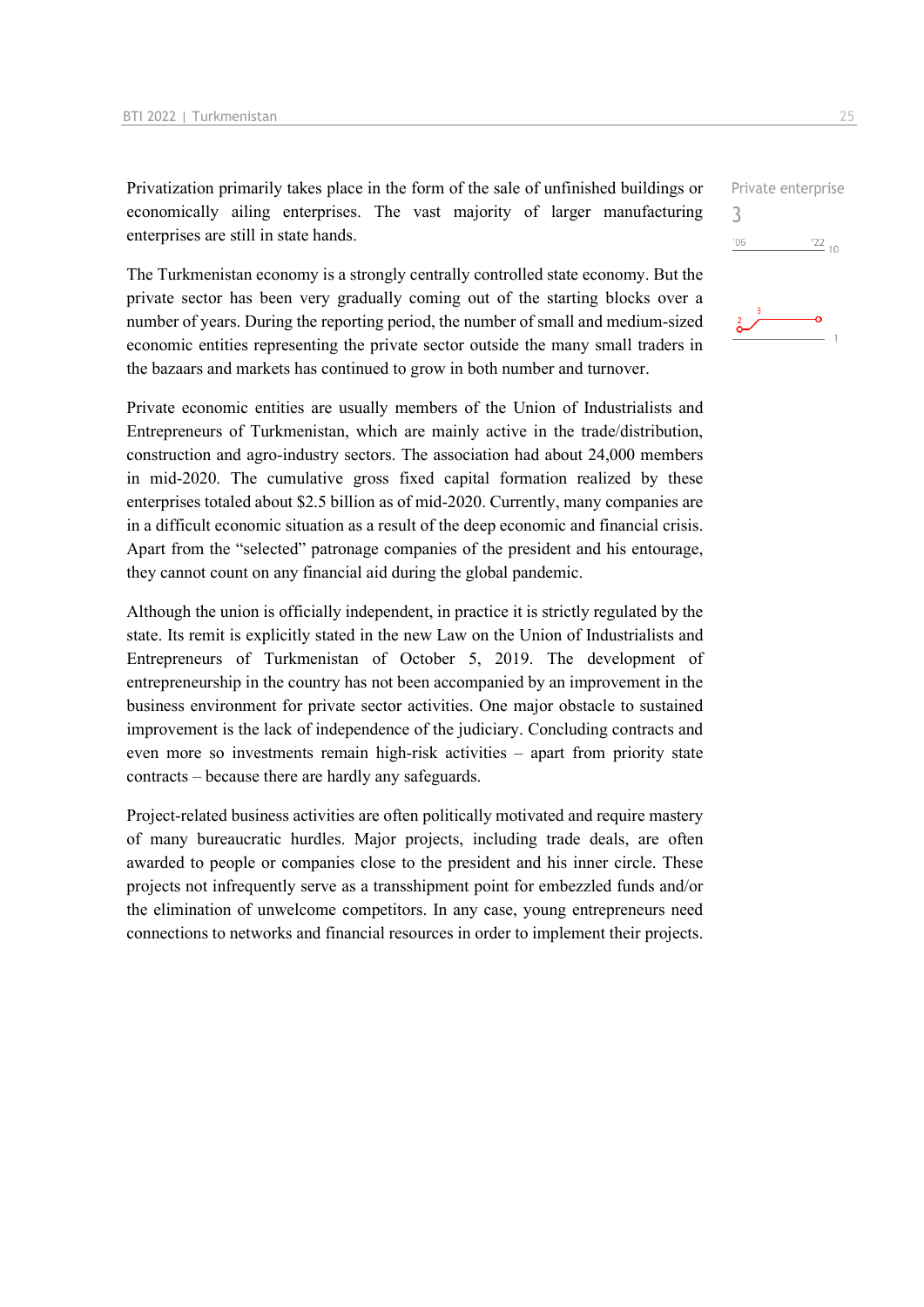Privatization primarily takes place in the form of the sale of unfinished buildings or economically ailing enterprises. The vast majority of larger manufacturing enterprises are still in state hands.

Private enterprise
3
'06
'22
10

2
3
1

The Turkmenistan economy is a strongly centrally controlled state economy. But the private sector has been very gradually coming out of the starting blocks over a number of years. During the reporting period, the number of small and medium-sized economic entities representing the private sector outside the many small traders in the bazaars and markets has continued to grow in both number and turnover.

Private economic entities are usually members of the Union of Industrialists and Entrepreneurs of Turkmenistan, which are mainly active in the trade/distribution, construction and agro-industry sectors. The association had about 24,000 members in mid-2020. The cumulative gross fixed capital formation realized by these enterprises totaled about $2.5 billion as of mid-2020. Currently, many companies are in a difficult economic situation as a result of the deep economic and financial crisis. Apart from the "selected" patronage companies of the president and his entourage, they cannot count on any financial aid during the global pandemic.

Although the union is officially independent, in practice it is strictly regulated by the state. Its remit is explicitly stated in the new Law on the Union of Industrialists and Entrepreneurs of Turkmenistan of October 5, 2019. The development of entrepreneurship in the country has not been accompanied by an improvement in the business environment for private sector activities. One major obstacle to sustained improvement is the lack of independence of the judiciary. Concluding contracts and even more so investments remain high-risk activities – apart from priority state contracts – because there are hardly any safeguards.

Project-related business activities are often politically motivated and require mastery of many bureaucratic hurdles. Major projects, including trade deals, are often awarded to people or companies close to the president and his inner circle. These projects not infrequently serve as a transshipment point for embezzled funds and/or the elimination of unwelcome competitors. In any case, young entrepreneurs need connections to networks and financial resources in order to implement their projects.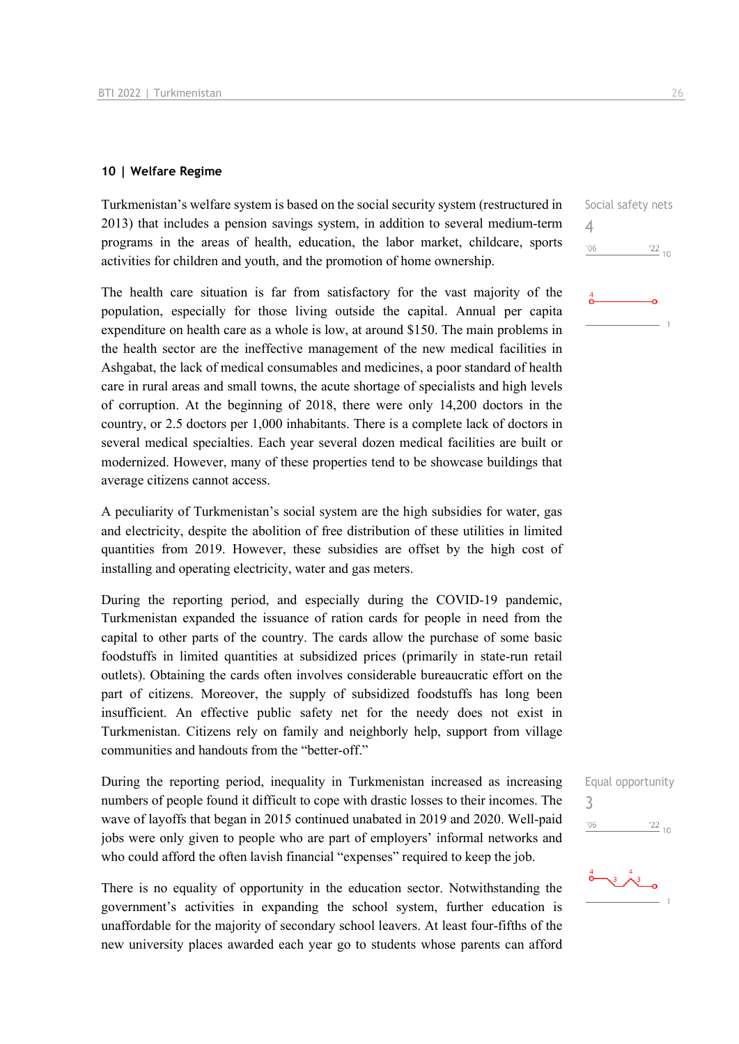## 10 | Welfare Regime

Turkmenistan's welfare system is based on the social security system (restructured in 2013) that includes a pension savings system, in addition to several medium-term programs in the areas of health, education, the labor market, childcare, sports activities for children and youth, and the promotion of home ownership.

Social safety nets
4
'06 '22 10
4
1

The health care situation is far from satisfactory for the vast majority of the population, especially for those living outside the capital. Annual per capita expenditure on health care as a whole is low, at around $150. The main problems in the health sector are the ineffective management of the new medical facilities in Ashgabat, the lack of medical consumables and medicines, a poor standard of health care in rural areas and small towns, the acute shortage of specialists and high levels of corruption. At the beginning of 2018, there were only 14,200 doctors in the country, or 2.5 doctors per 1,000 inhabitants. There is a complete lack of doctors in several medical specialties. Each year several dozen medical facilities are built or modernized. However, many of these properties tend to be showcase buildings that average citizens cannot access.

A peculiarity of Turkmenistan's social system are the high subsidies for water, gas and electricity, despite the abolition of free distribution of these utilities in limited quantities from 2019. However, these subsidies are offset by the high cost of installing and operating electricity, water and gas meters.

During the reporting period, and especially during the COVID-19 pandemic, Turkmenistan expanded the issuance of ration cards for people in need from the capital to other parts of the country. The cards allow the purchase of some basic foodstuffs in limited quantities at subsidized prices (primarily in state-run retail outlets). Obtaining the cards often involves considerable bureaucratic effort on the part of citizens. Moreover, the supply of subsidized foodstuffs has long been insufficient. An effective public safety net for the needy does not exist in Turkmenistan. Citizens rely on family and neighborly help, support from village communities and handouts from the "better-off."

During the reporting period, inequality in Turkmenistan increased as increasing numbers of people found it difficult to cope with drastic losses to their incomes. The wave of layoffs that began in 2015 continued unabated in 2019 and 2020. Well-paid jobs were only given to people who are part of employers' informal networks and who could afford the often lavish financial "expenses" required to keep the job.

Equal opportunity
3
'06 '22 10
4 3 4 3
1

There is no equality of opportunity in the education sector. Notwithstanding the government's activities in expanding the school system, further education is unaffordable for the majority of secondary school leavers. At least four-fifths of the new university places awarded each year go to students whose parents can afford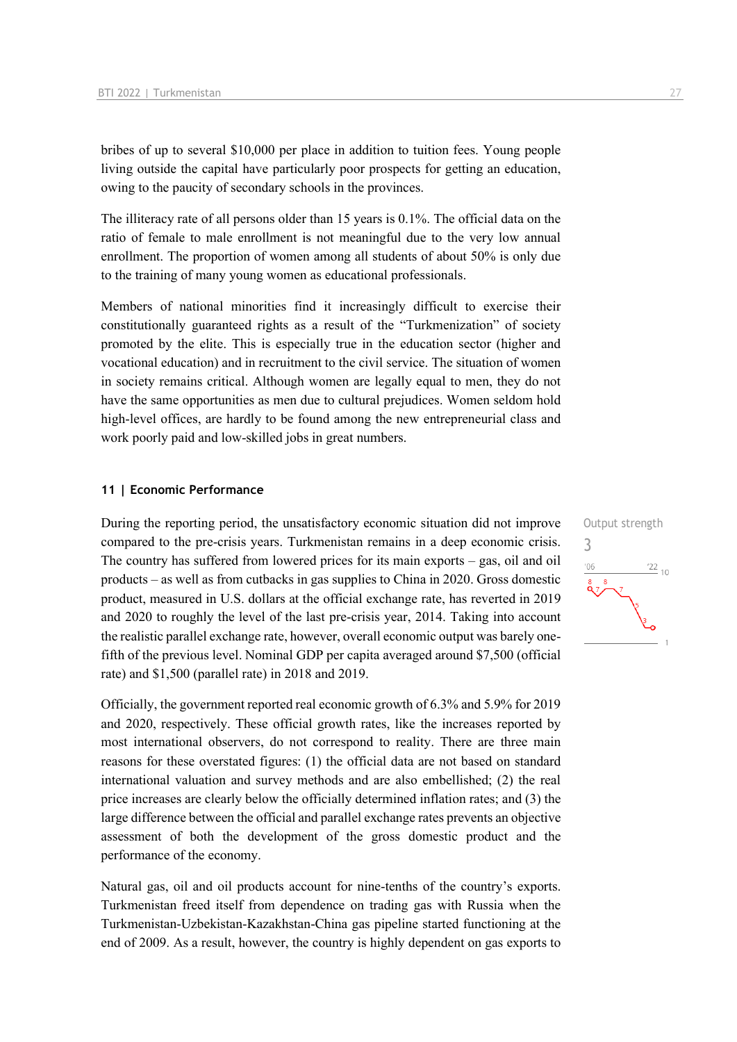bribes of up to several $10,000 per place in addition to tuition fees. Young people living outside the capital have particularly poor prospects for getting an education, owing to the paucity of secondary schools in the provinces.

The illiteracy rate of all persons older than 15 years is 0.1%. The official data on the ratio of female to male enrollment is not meaningful due to the very low annual enrollment. The proportion of women among all students of about 50% is only due to the training of many young women as educational professionals.

Members of national minorities find it increasingly difficult to exercise their constitutionally guaranteed rights as a result of the "Turkmenization" of society promoted by the elite. This is especially true in the education sector (higher and vocational education) and in recruitment to the civil service. The situation of women in society remains critical. Although women are legally equal to men, they do not have the same opportunities as men due to cultural prejudices. Women seldom hold high-level offices, are hardly to be found among the new entrepreneurial class and work poorly paid and low-skilled jobs in great numbers.

## 11 | Economic Performance

Output strength
3

'06 '22 10
8 7 8 7 5 3
1

During the reporting period, the unsatisfactory economic situation did not improve compared to the pre-crisis years. Turkmenistan remains in a deep economic crisis. The country has suffered from lowered prices for its main exports – gas, oil and oil products – as well as from cutbacks in gas supplies to China in 2020. Gross domestic product, measured in U.S. dollars at the official exchange rate, has reverted in 2019 and 2020 to roughly the level of the last pre-crisis year, 2014. Taking into account the realistic parallel exchange rate, however, overall economic output was barely one-fifth of the previous level. Nominal GDP per capita averaged around $7,500 (official rate) and $1,500 (parallel rate) in 2018 and 2019.

Officially, the government reported real economic growth of 6.3% and 5.9% for 2019 and 2020, respectively. These official growth rates, like the increases reported by most international observers, do not correspond to reality. There are three main reasons for these overstated figures: (1) the official data are not based on standard international valuation and survey methods and are also embellished; (2) the real price increases are clearly below the officially determined inflation rates; and (3) the large difference between the official and parallel exchange rates prevents an objective assessment of both the development of the gross domestic product and the performance of the economy.

Natural gas, oil and oil products account for nine-tenths of the country's exports. Turkmenistan freed itself from dependence on trading gas with Russia when the Turkmenistan-Uzbekistan-Kazakhstan-China gas pipeline started functioning at the end of 2009. As a result, however, the country is highly dependent on gas exports to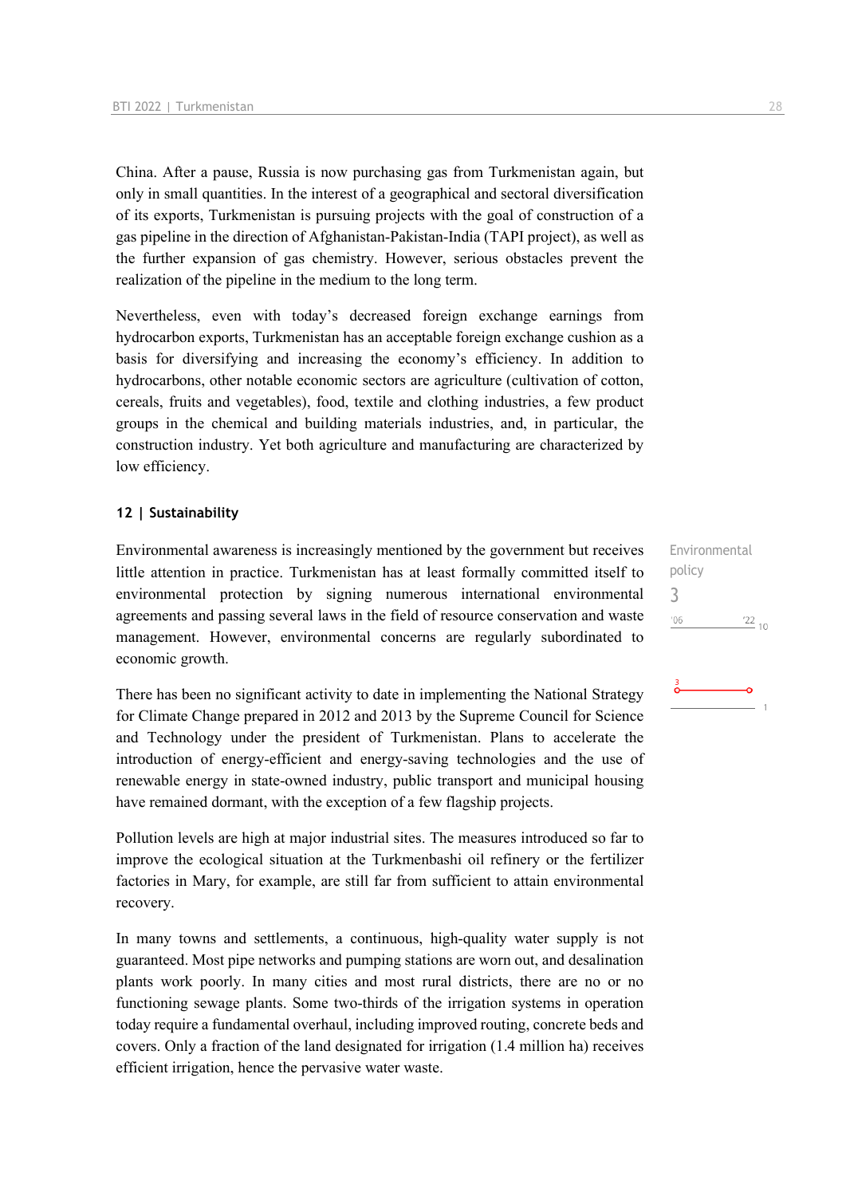China. After a pause, Russia is now purchasing gas from Turkmenistan again, but only in small quantities. In the interest of a geographical and sectoral diversification of its exports, Turkmenistan is pursuing projects with the goal of construction of a gas pipeline in the direction of Afghanistan-Pakistan-India (TAPI project), as well as the further expansion of gas chemistry. However, serious obstacles prevent the realization of the pipeline in the medium to the long term.

Nevertheless, even with today's decreased foreign exchange earnings from hydrocarbon exports, Turkmenistan has an acceptable foreign exchange cushion as a basis for diversifying and increasing the economy's efficiency. In addition to hydrocarbons, other notable economic sectors are agriculture (cultivation of cotton, cereals, fruits and vegetables), food, textile and clothing industries, a few product groups in the chemical and building materials industries, and, in particular, the construction industry. Yet both agriculture and manufacturing are characterized by low efficiency.

## 12 | Sustainability

Environmental policy
3

'06 '22 10

3

1

Environmental awareness is increasingly mentioned by the government but receives little attention in practice. Turkmenistan has at least formally committed itself to environmental protection by signing numerous international environmental agreements and passing several laws in the field of resource conservation and waste management. However, environmental concerns are regularly subordinated to economic growth.

There has been no significant activity to date in implementing the National Strategy for Climate Change prepared in 2012 and 2013 by the Supreme Council for Science and Technology under the president of Turkmenistan. Plans to accelerate the introduction of energy-efficient and energy-saving technologies and the use of renewable energy in state-owned industry, public transport and municipal housing have remained dormant, with the exception of a few flagship projects.

Pollution levels are high at major industrial sites. The measures introduced so far to improve the ecological situation at the Turkmenbashi oil refinery or the fertilizer factories in Mary, for example, are still far from sufficient to attain environmental recovery.

In many towns and settlements, a continuous, high-quality water supply is not guaranteed. Most pipe networks and pumping stations are worn out, and desalination plants work poorly. In many cities and most rural districts, there are no or no functioning sewage plants. Some two-thirds of the irrigation systems in operation today require a fundamental overhaul, including improved routing, concrete beds and covers. Only a fraction of the land designated for irrigation (1.4 million ha) receives efficient irrigation, hence the pervasive water waste.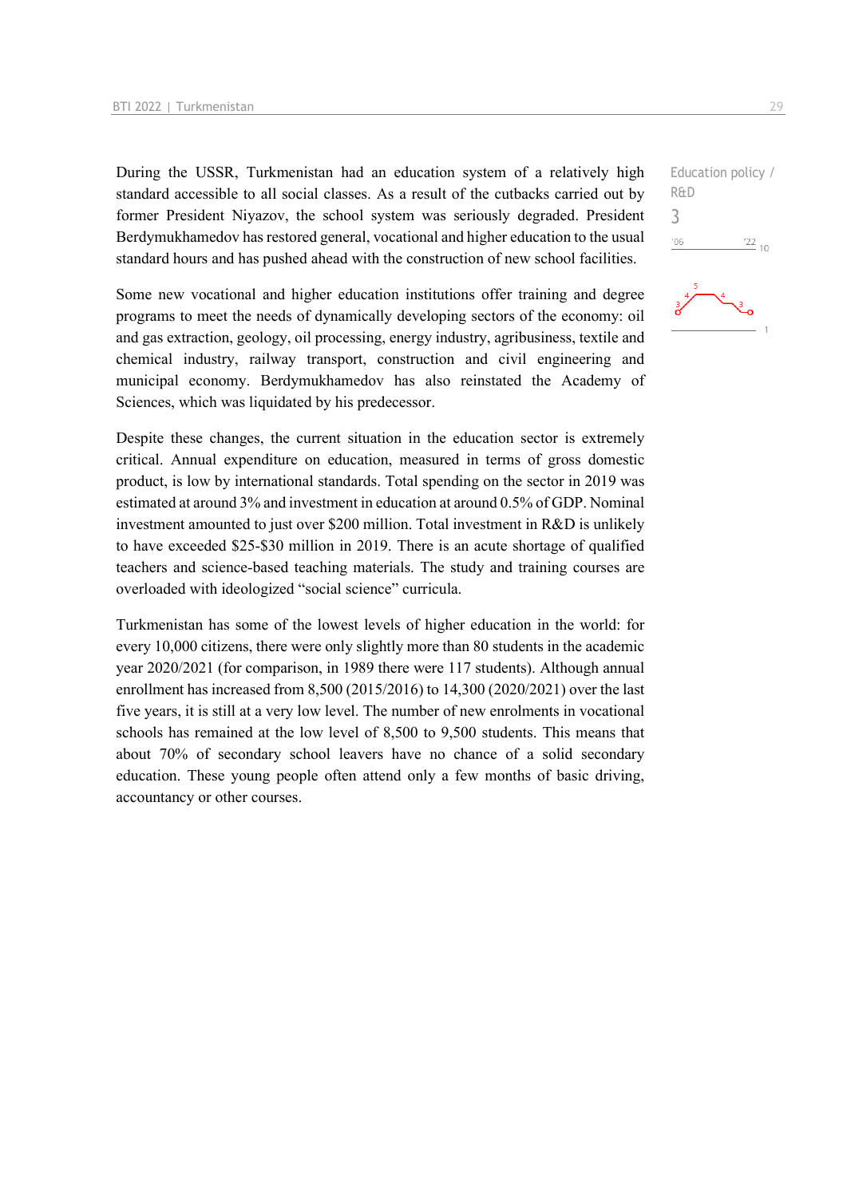During the USSR, Turkmenistan had an education system of a relatively high standard accessible to all social classes. As a result of the cutbacks carried out by former President Niyazov, the school system was seriously degraded. President Berdymukhamedov has restored general, vocational and higher education to the usual standard hours and has pushed ahead with the construction of new school facilities.

Education policy / R&D

3

'06 '22 10

5
4 4
3 3

1

Some new vocational and higher education institutions offer training and degree programs to meet the needs of dynamically developing sectors of the economy: oil and gas extraction, geology, oil processing, energy industry, agribusiness, textile and chemical industry, railway transport, construction and civil engineering and municipal economy. Berdymukhamedov has also reinstated the Academy of Sciences, which was liquidated by his predecessor.

Despite these changes, the current situation in the education sector is extremely critical. Annual expenditure on education, measured in terms of gross domestic product, is low by international standards. Total spending on the sector in 2019 was estimated at around 3% and investment in education at around 0.5% of GDP. Nominal investment amounted to just over $200 million. Total investment in R&D is unlikely to have exceeded $25-$30 million in 2019. There is an acute shortage of qualified teachers and science-based teaching materials. The study and training courses are overloaded with ideologized "social science" curricula.

Turkmenistan has some of the lowest levels of higher education in the world: for every 10,000 citizens, there were only slightly more than 80 students in the academic year 2020/2021 (for comparison, in 1989 there were 117 students). Although annual enrollment has increased from 8,500 (2015/2016) to 14,300 (2020/2021) over the last five years, it is still at a very low level. The number of new enrolments in vocational schools has remained at the low level of 8,500 to 9,500 students. This means that about 70% of secondary school leavers have no chance of a solid secondary education. These young people often attend only a few months of basic driving, accountancy or other courses.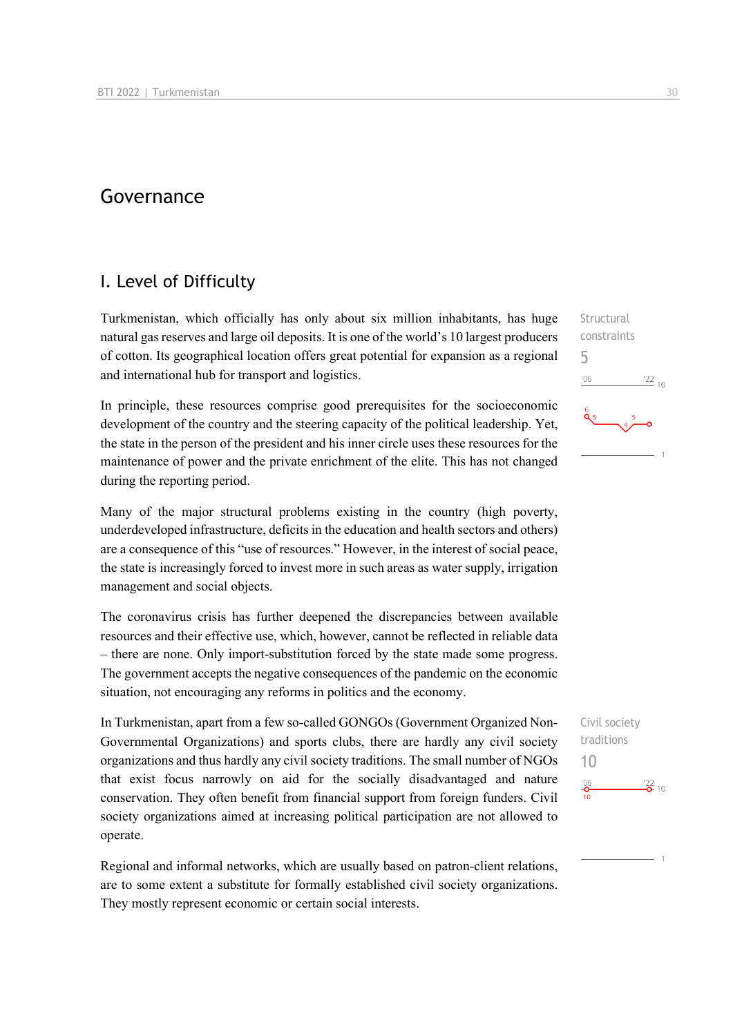# Governance

## I. Level of Difficulty

Turkmenistan, which officially has only about six million inhabitants, has huge natural gas reserves and large oil deposits. It is one of the world's 10 largest producers of cotton. Its geographical location offers great potential for expansion as a regional and international hub for transport and logistics.

Structural constraints

5

'06 '22 10

6 5 4 5

1

In principle, these resources comprise good prerequisites for the socioeconomic development of the country and the steering capacity of the political leadership. Yet, the state in the person of the president and his inner circle uses these resources for the maintenance of power and the private enrichment of the elite. This has not changed during the reporting period.

Many of the major structural problems existing in the country (high poverty, underdeveloped infrastructure, deficits in the education and health sectors and others) are a consequence of this "use of resources." However, in the interest of social peace, the state is increasingly forced to invest more in such areas as water supply, irrigation management and social objects.

The coronavirus crisis has further deepened the discrepancies between available resources and their effective use, which, however, cannot be reflected in reliable data – there are none. Only import-substitution forced by the state made some progress. The government accepts the negative consequences of the pandemic on the economic situation, not encouraging any reforms in politics and the economy.

In Turkmenistan, apart from a few so-called GONGOs (Government Organized Non-Governmental Organizations) and sports clubs, there are hardly any civil society organizations and thus hardly any civil society traditions. The small number of NGOs that exist focus narrowly on aid for the socially disadvantaged and nature conservation. They often benefit from financial support from foreign funders. Civil society organizations aimed at increasing political participation are not allowed to operate.

Civil society traditions

10

'06 '22 10

10

1

Regional and informal networks, which are usually based on patron-client relations, are to some extent a substitute for formally established civil society organizations. They mostly represent economic or certain social interests.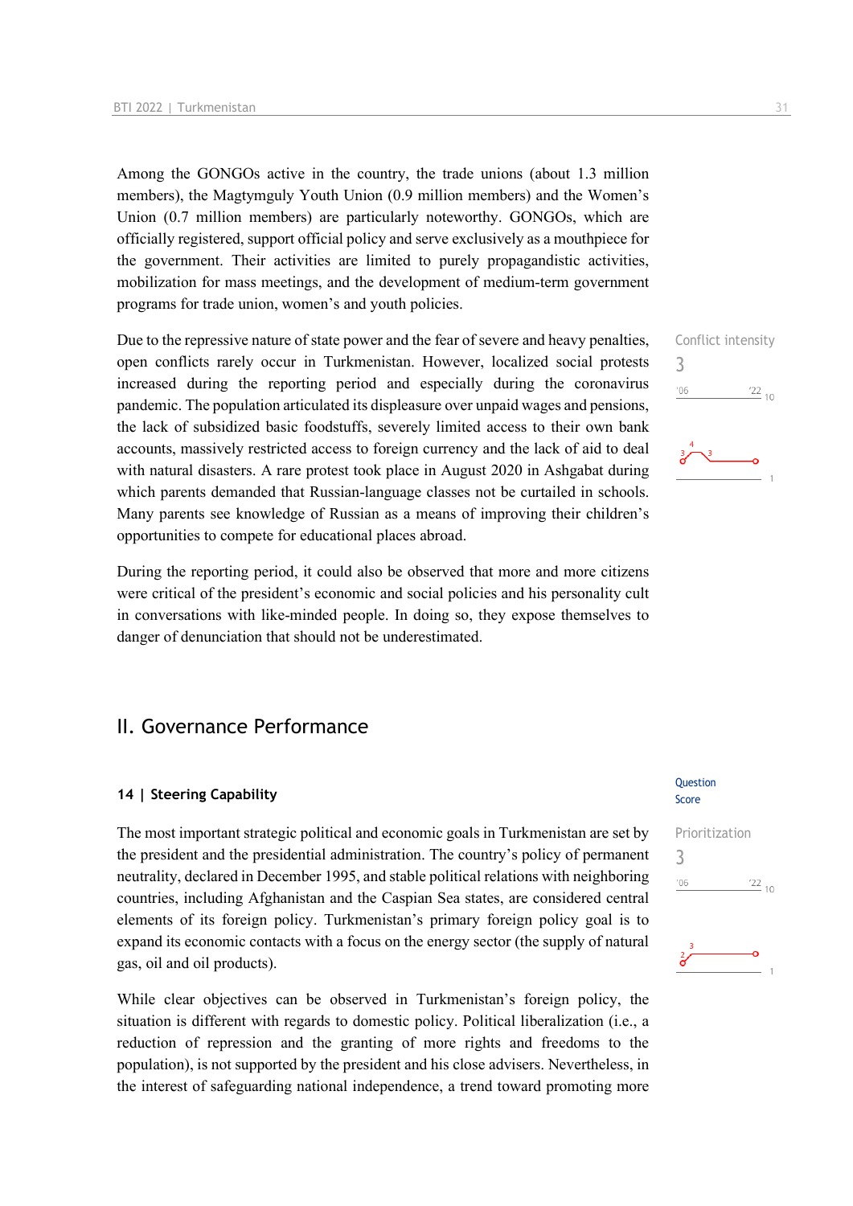Among the GONGOs active in the country, the trade unions (about 1.3 million members), the Magtymguly Youth Union (0.9 million members) and the Women's Union (0.7 million members) are particularly noteworthy. GONGOs, which are officially registered, support official policy and serve exclusively as a mouthpiece for the government. Their activities are limited to purely propagandistic activities, mobilization for mass meetings, and the development of medium-term government programs for trade union, women's and youth policies.

Conflict intensity

3

'06 '22 10

3 4 3

1

Due to the repressive nature of state power and the fear of severe and heavy penalties, open conflicts rarely occur in Turkmenistan. However, localized social protests increased during the reporting period and especially during the coronavirus pandemic. The population articulated its displeasure over unpaid wages and pensions, the lack of subsidized basic foodstuffs, severely limited access to their own bank accounts, massively restricted access to foreign currency and the lack of aid to deal with natural disasters. A rare protest took place in August 2020 in Ashgabat during which parents demanded that Russian-language classes not be curtailed in schools. Many parents see knowledge of Russian as a means of improving their children's opportunities to compete for educational places abroad.

During the reporting period, it could also be observed that more and more citizens were critical of the president's economic and social policies and his personality cult in conversations with like-minded people. In doing so, they expose themselves to danger of denunciation that should not be underestimated.

# II. Governance Performance

## 14 | Steering Capability

Question
Score

Prioritization

3

'06 '22 10

2 3

1

The most important strategic political and economic goals in Turkmenistan are set by the president and the presidential administration. The country's policy of permanent neutrality, declared in December 1995, and stable political relations with neighboring countries, including Afghanistan and the Caspian Sea states, are considered central elements of its foreign policy. Turkmenistan's primary foreign policy goal is to expand its economic contacts with a focus on the energy sector (the supply of natural gas, oil and oil products).

While clear objectives can be observed in Turkmenistan's foreign policy, the situation is different with regards to domestic policy. Political liberalization (i.e., a reduction of repression and the granting of more rights and freedoms to the population), is not supported by the president and his close advisers. Nevertheless, in the interest of safeguarding national independence, a trend toward promoting more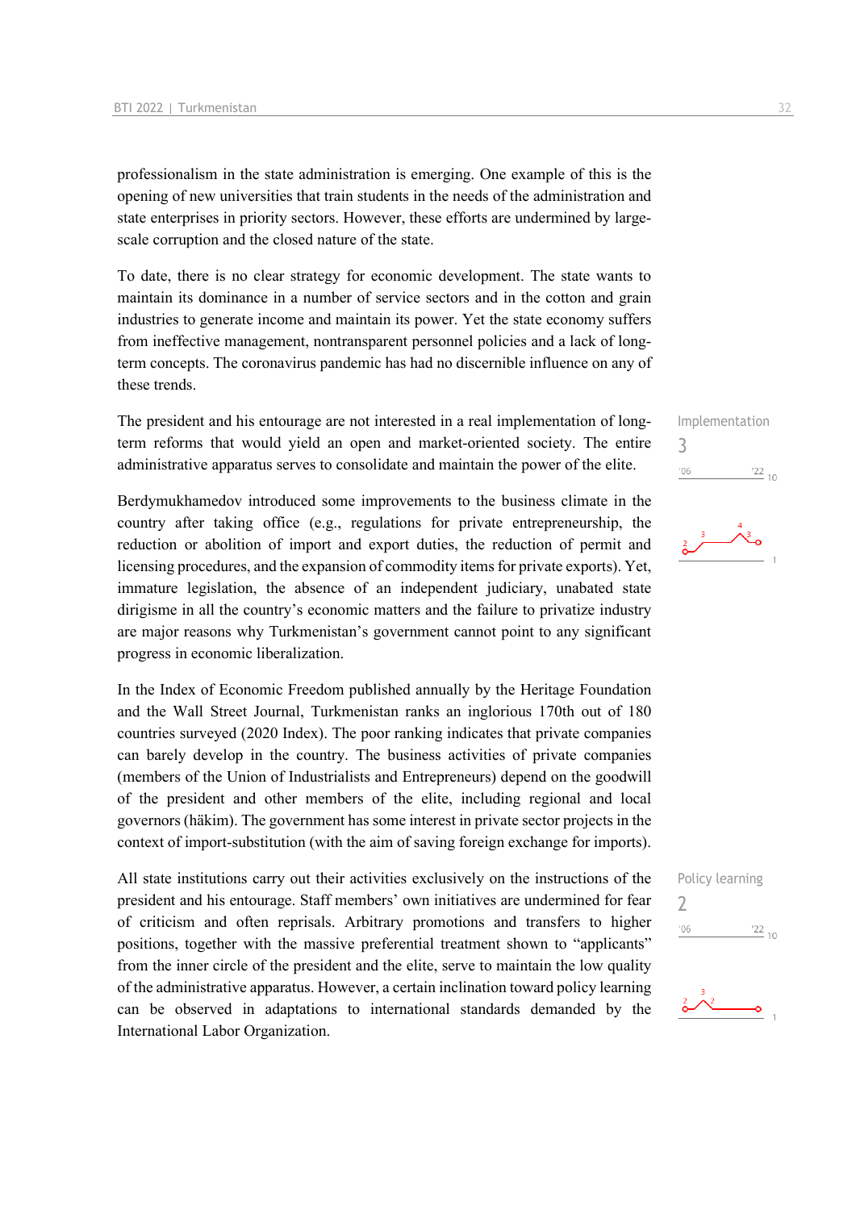professionalism in the state administration is emerging. One example of this is the opening of new universities that train students in the needs of the administration and state enterprises in priority sectors. However, these efforts are undermined by large-scale corruption and the closed nature of the state.

To date, there is no clear strategy for economic development. The state wants to maintain its dominance in a number of service sectors and in the cotton and grain industries to generate income and maintain its power. Yet the state economy suffers from ineffective management, nontransparent personnel policies and a lack of long-term concepts. The coronavirus pandemic has had no discernible influence on any of these trends.

Implementation

3

'06 '22 10

2 3 4 3

1

The president and his entourage are not interested in a real implementation of long-term reforms that would yield an open and market-oriented society. The entire administrative apparatus serves to consolidate and maintain the power of the elite.

Berdymukhamedov introduced some improvements to the business climate in the country after taking office (e.g., regulations for private entrepreneurship, the reduction or abolition of import and export duties, the reduction of permit and licensing procedures, and the expansion of commodity items for private exports). Yet, immature legislation, the absence of an independent judiciary, unabated state dirigisme in all the country's economic matters and the failure to privatize industry are major reasons why Turkmenistan's government cannot point to any significant progress in economic liberalization.

In the Index of Economic Freedom published annually by the Heritage Foundation and the Wall Street Journal, Turkmenistan ranks an inglorious 170th out of 180 countries surveyed (2020 Index). The poor ranking indicates that private companies can barely develop in the country. The business activities of private companies (members of the Union of Industrialists and Entrepreneurs) depend on the goodwill of the president and other members of the elite, including regional and local governors (häkim). The government has some interest in private sector projects in the context of import-substitution (with the aim of saving foreign exchange for imports).

Policy learning

2

'06 '22 10

2 3 2

1

All state institutions carry out their activities exclusively on the instructions of the president and his entourage. Staff members' own initiatives are undermined for fear of criticism and often reprisals. Arbitrary promotions and transfers to higher positions, together with the massive preferential treatment shown to "applicants" from the inner circle of the president and the elite, serve to maintain the low quality of the administrative apparatus. However, a certain inclination toward policy learning can be observed in adaptations to international standards demanded by the International Labor Organization.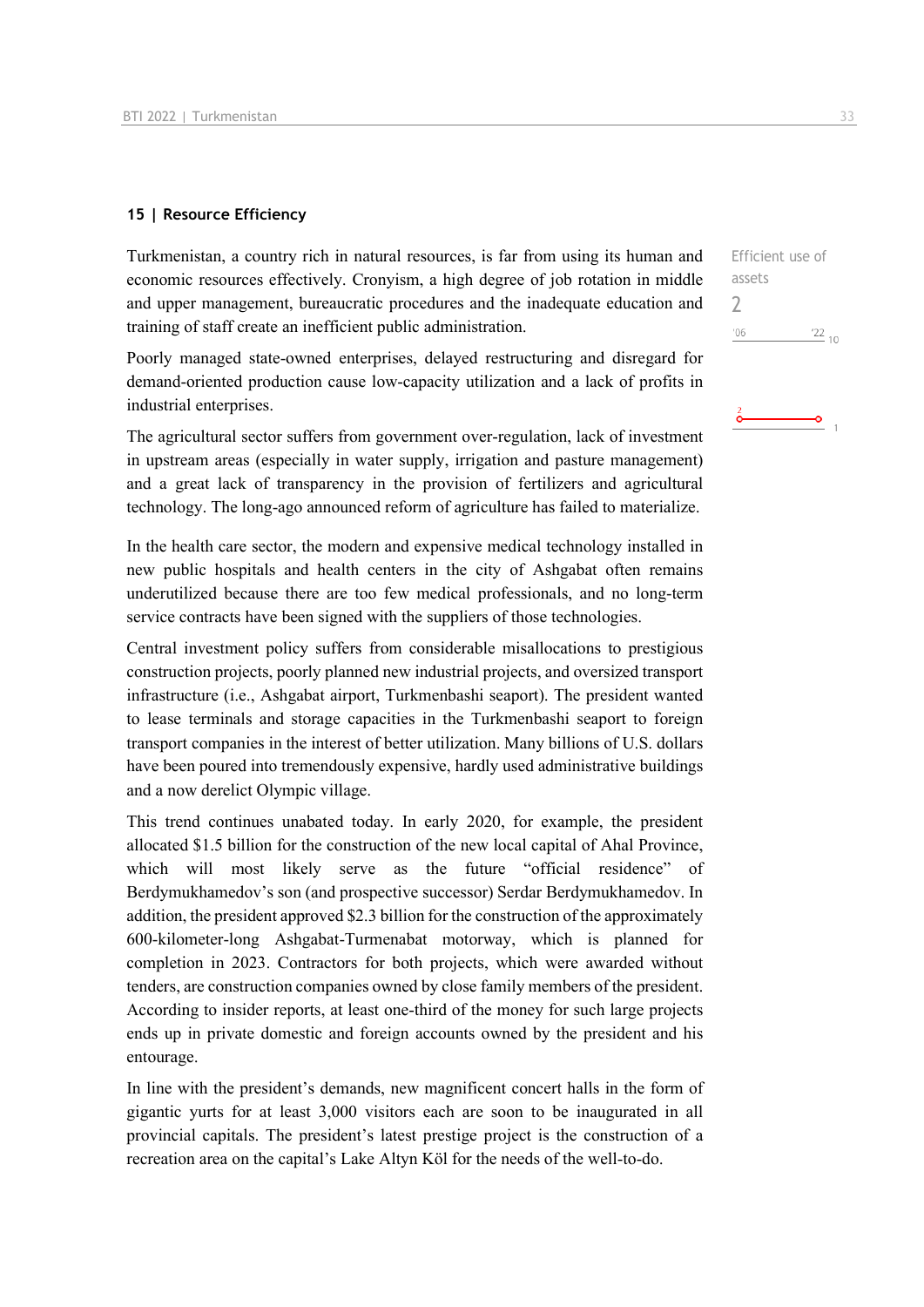#### 15 | Resource Efficiency

Efficient use of assets

2

'06 '22 10

2

1

Turkmenistan, a country rich in natural resources, is far from using its human and economic resources effectively. Cronyism, a high degree of job rotation in middle and upper management, bureaucratic procedures and the inadequate education and training of staff create an inefficient public administration.

Poorly managed state-owned enterprises, delayed restructuring and disregard for demand-oriented production cause low-capacity utilization and a lack of profits in industrial enterprises.

The agricultural sector suffers from government over-regulation, lack of investment in upstream areas (especially in water supply, irrigation and pasture management) and a great lack of transparency in the provision of fertilizers and agricultural technology. The long-ago announced reform of agriculture has failed to materialize.

In the health care sector, the modern and expensive medical technology installed in new public hospitals and health centers in the city of Ashgabat often remains underutilized because there are too few medical professionals, and no long-term service contracts have been signed with the suppliers of those technologies.

Central investment policy suffers from considerable misallocations to prestigious construction projects, poorly planned new industrial projects, and oversized transport infrastructure (i.e., Ashgabat airport, Turkmenbashi seaport). The president wanted to lease terminals and storage capacities in the Turkmenbashi seaport to foreign transport companies in the interest of better utilization. Many billions of U.S. dollars have been poured into tremendously expensive, hardly used administrative buildings and a now derelict Olympic village.

This trend continues unabated today. In early 2020, for example, the president allocated $1.5 billion for the construction of the new local capital of Ahal Province, which will most likely serve as the future "official residence" of Berdymukhamedov's son (and prospective successor) Serdar Berdymukhamedov. In addition, the president approved $2.3 billion for the construction of the approximately 600-kilometer-long Ashgabat-Turmenabat motorway, which is planned for completion in 2023. Contractors for both projects, which were awarded without tenders, are construction companies owned by close family members of the president. According to insider reports, at least one-third of the money for such large projects ends up in private domestic and foreign accounts owned by the president and his entourage.

In line with the president's demands, new magnificent concert halls in the form of gigantic yurts for at least 3,000 visitors each are soon to be inaugurated in all provincial capitals. The president's latest prestige project is the construction of a recreation area on the capital's Lake Altyn Köl for the needs of the well-to-do.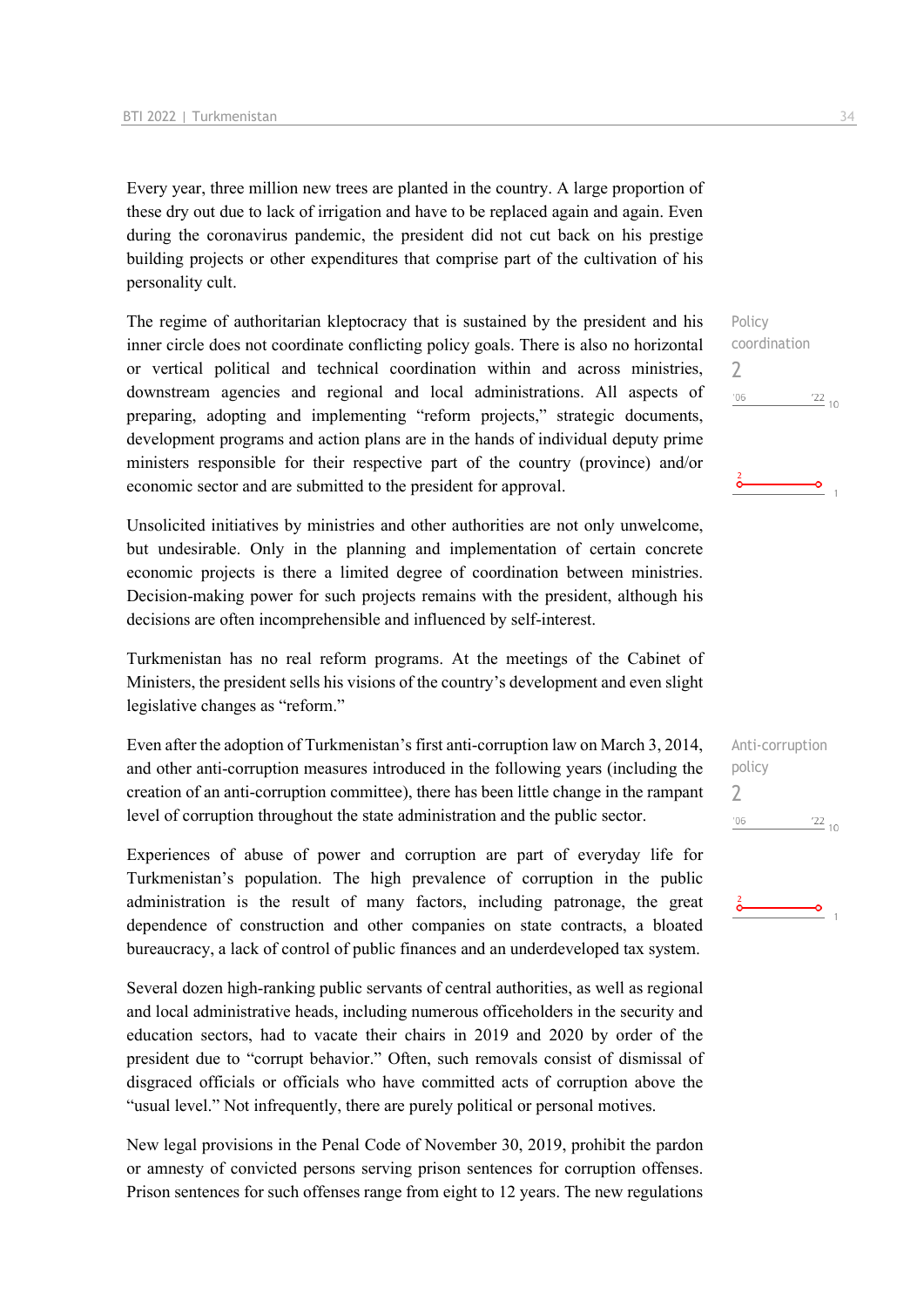Every year, three million new trees are planted in the country. A large proportion of these dry out due to lack of irrigation and have to be replaced again and again. Even during the coronavirus pandemic, the president did not cut back on his prestige building projects or other expenditures that comprise part of the cultivation of his personality cult.

Policy coordination
2
'06 '22 10
2 1

The regime of authoritarian kleptocracy that is sustained by the president and his inner circle does not coordinate conflicting policy goals. There is also no horizontal or vertical political and technical coordination within and across ministries, downstream agencies and regional and local administrations. All aspects of preparing, adopting and implementing "reform projects," strategic documents, development programs and action plans are in the hands of individual deputy prime ministers responsible for their respective part of the country (province) and/or economic sector and are submitted to the president for approval.

Unsolicited initiatives by ministries and other authorities are not only unwelcome, but undesirable. Only in the planning and implementation of certain concrete economic projects is there a limited degree of coordination between ministries. Decision-making power for such projects remains with the president, although his decisions are often incomprehensible and influenced by self-interest.

Turkmenistan has no real reform programs. At the meetings of the Cabinet of Ministers, the president sells his visions of the country's development and even slight legislative changes as "reform."

Anti-corruption policy
2
'06 '22 10
2 1

Even after the adoption of Turkmenistan's first anti-corruption law on March 3, 2014, and other anti-corruption measures introduced in the following years (including the creation of an anti-corruption committee), there has been little change in the rampant level of corruption throughout the state administration and the public sector.

Experiences of abuse of power and corruption are part of everyday life for Turkmenistan's population. The high prevalence of corruption in the public administration is the result of many factors, including patronage, the great dependence of construction and other companies on state contracts, a bloated bureaucracy, a lack of control of public finances and an underdeveloped tax system.

Several dozen high-ranking public servants of central authorities, as well as regional and local administrative heads, including numerous officeholders in the security and education sectors, had to vacate their chairs in 2019 and 2020 by order of the president due to "corrupt behavior." Often, such removals consist of dismissal of disgraced officials or officials who have committed acts of corruption above the "usual level." Not infrequently, there are purely political or personal motives.

New legal provisions in the Penal Code of November 30, 2019, prohibit the pardon or amnesty of convicted persons serving prison sentences for corruption offenses. Prison sentences for such offenses range from eight to 12 years. The new regulations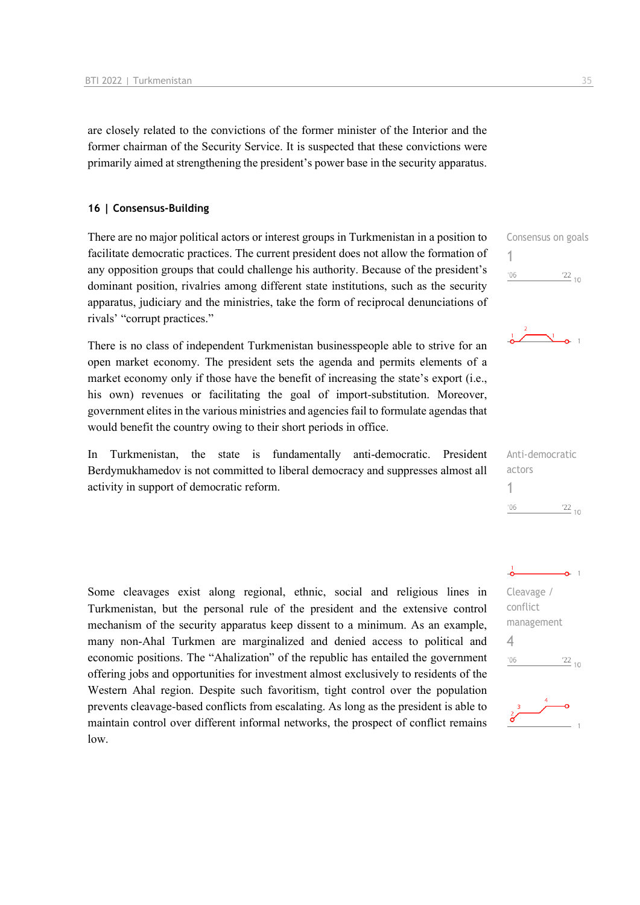are closely related to the convictions of the former minister of the Interior and the former chairman of the Security Service. It is suspected that these convictions were primarily aimed at strengthening the president's power base in the security apparatus.

## 16 | Consensus-Building

There are no major political actors or interest groups in Turkmenistan in a position to facilitate democratic practices. The current president does not allow the formation of any opposition groups that could challenge his authority. Because of the president's dominant position, rivalries among different state institutions, such as the security apparatus, judiciary and the ministries, take the form of reciprocal denunciations of rivals' "corrupt practices."

Consensus on goals
1
'06 '22 10
1 2 1 1

There is no class of independent Turkmenistan businesspeople able to strive for an open market economy. The president sets the agenda and permits elements of a market economy only if those have the benefit of increasing the state's export (i.e., his own) revenues or facilitating the goal of import-substitution. Moreover, government elites in the various ministries and agencies fail to formulate agendas that would benefit the country owing to their short periods in office.

In Turkmenistan, the state is fundamentally anti-democratic. President Berdymukhamedov is not committed to liberal democracy and suppresses almost all activity in support of democratic reform.

Anti-democratic actors
1
'06 '22 10
1 1

Some cleavages exist along regional, ethnic, social and religious lines in Turkmenistan, but the personal rule of the president and the extensive control mechanism of the security apparatus keep dissent to a minimum. As an example, many non-Ahal Turkmen are marginalized and denied access to political and economic positions. The "Ahalization" of the republic has entailed the government offering jobs and opportunities for investment almost exclusively to residents of the Western Ahal region. Despite such favoritism, tight control over the population prevents cleavage-based conflicts from escalating. As long as the president is able to maintain control over different informal networks, the prospect of conflict remains low.

Cleavage / conflict management
4
'06 '22 10
2 3 4 1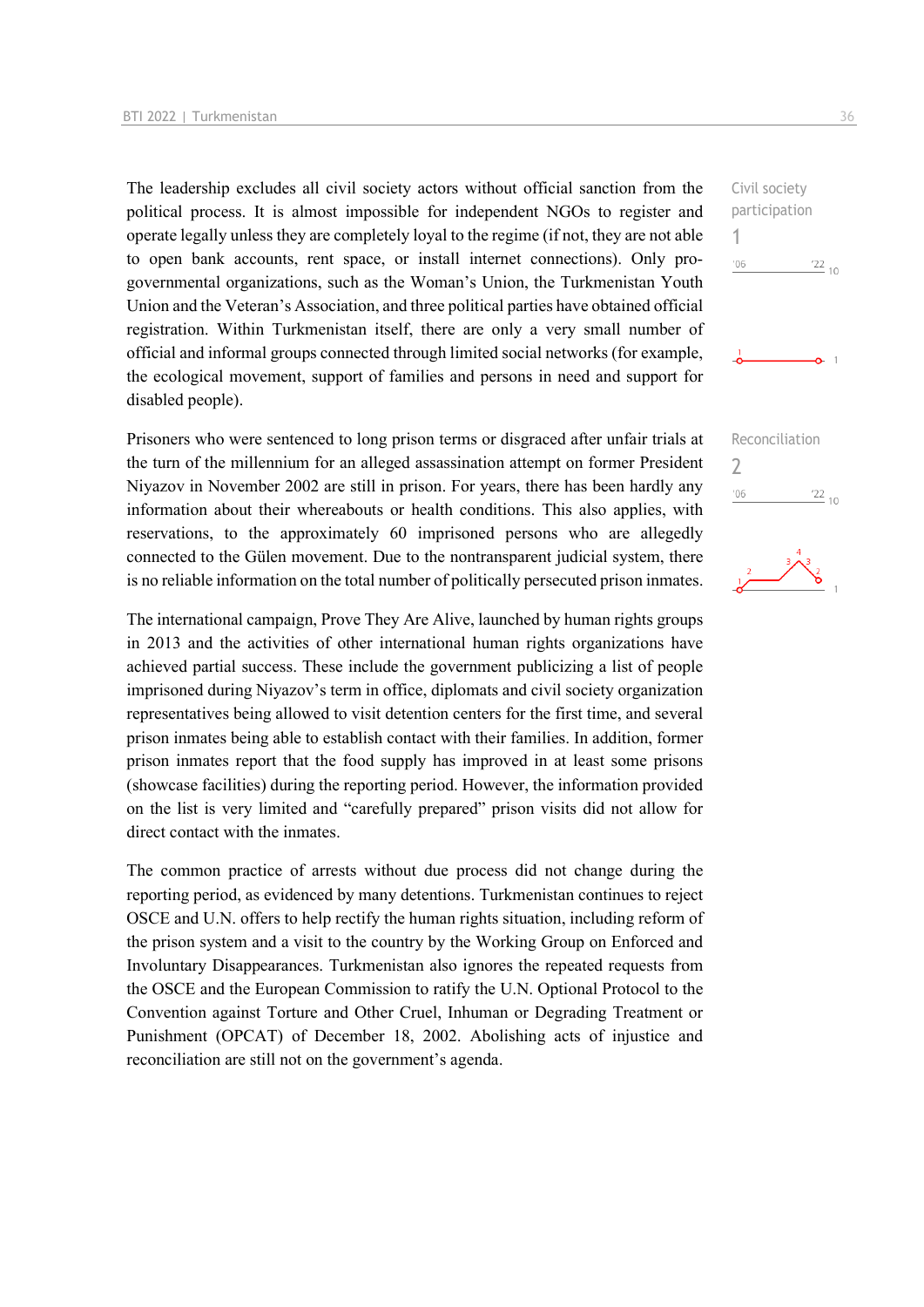The leadership excludes all civil society actors without official sanction from the political process. It is almost impossible for independent NGOs to register and operate legally unless they are completely loyal to the regime (if not, they are not able to open bank accounts, rent space, or install internet connections). Only pro-governmental organizations, such as the Woman's Union, the Turkmenistan Youth Union and the Veteran's Association, and three political parties have obtained official registration. Within Turkmenistan itself, there are only a very small number of official and informal groups connected through limited social networks (for example, the ecological movement, support of families and persons in need and support for disabled people).

Civil society participation
1
'06 '22 10
1
1

Prisoners who were sentenced to long prison terms or disgraced after unfair trials at the turn of the millennium for an alleged assassination attempt on former President Niyazov in November 2002 are still in prison. For years, there has been hardly any information about their whereabouts or health conditions. This also applies, with reservations, to the approximately 60 imprisoned persons who are allegedly connected to the Gülen movement. Due to the nontransparent judicial system, there is no reliable information on the total number of politically persecuted prison inmates.

Reconciliation
2
'06 '22 10
1 2 3 4 3 2
1

The international campaign, Prove They Are Alive, launched by human rights groups in 2013 and the activities of other international human rights organizations have achieved partial success. These include the government publicizing a list of people imprisoned during Niyazov's term in office, diplomats and civil society organization representatives being allowed to visit detention centers for the first time, and several prison inmates being able to establish contact with their families. In addition, former prison inmates report that the food supply has improved in at least some prisons (showcase facilities) during the reporting period. However, the information provided on the list is very limited and "carefully prepared" prison visits did not allow for direct contact with the inmates.

The common practice of arrests without due process did not change during the reporting period, as evidenced by many detentions. Turkmenistan continues to reject OSCE and U.N. offers to help rectify the human rights situation, including reform of the prison system and a visit to the country by the Working Group on Enforced and Involuntary Disappearances. Turkmenistan also ignores the repeated requests from the OSCE and the European Commission to ratify the U.N. Optional Protocol to the Convention against Torture and Other Cruel, Inhuman or Degrading Treatment or Punishment (OPCAT) of December 18, 2002. Abolishing acts of injustice and reconciliation are still not on the government's agenda.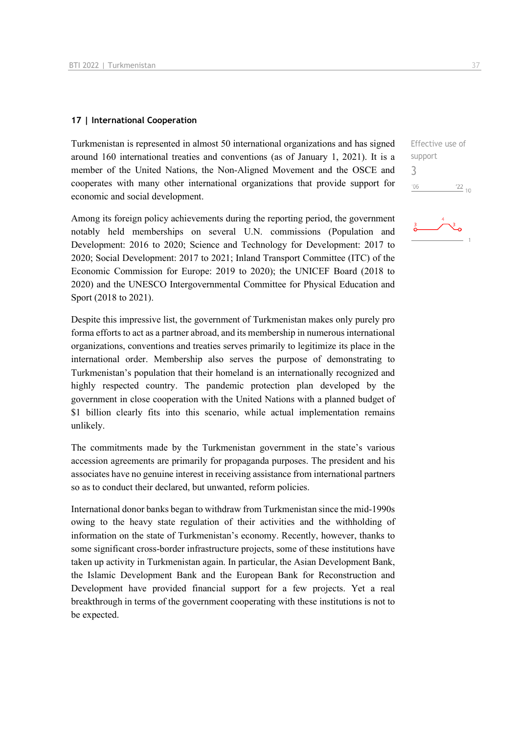## 17 | International Cooperation

Turkmenistan is represented in almost 50 international organizations and has signed around 160 international treaties and conventions (as of January 1, 2021). It is a member of the United Nations, the Non-Aligned Movement and the OSCE and cooperates with many other international organizations that provide support for economic and social development.

Effective use of support
3

Among its foreign policy achievements during the reporting period, the government notably held memberships on several U.N. commissions (Population and Development: 2016 to 2020; Science and Technology for Development: 2017 to 2020; Social Development: 2017 to 2021; Inland Transport Committee (ITC) of the Economic Commission for Europe: 2019 to 2020); the UNICEF Board (2018 to 2020) and the UNESCO Intergovernmental Committee for Physical Education and Sport (2018 to 2021).

Despite this impressive list, the government of Turkmenistan makes only purely pro forma efforts to act as a partner abroad, and its membership in numerous international organizations, conventions and treaties serves primarily to legitimize its place in the international order. Membership also serves the purpose of demonstrating to Turkmenistan's population that their homeland is an internationally recognized and highly respected country. The pandemic protection plan developed by the government in close cooperation with the United Nations with a planned budget of $1 billion clearly fits into this scenario, while actual implementation remains unlikely.

The commitments made by the Turkmenistan government in the state's various accession agreements are primarily for propaganda purposes. The president and his associates have no genuine interest in receiving assistance from international partners so as to conduct their declared, but unwanted, reform policies.

International donor banks began to withdraw from Turkmenistan since the mid-1990s owing to the heavy state regulation of their activities and the withholding of information on the state of Turkmenistan's economy. Recently, however, thanks to some significant cross-border infrastructure projects, some of these institutions have taken up activity in Turkmenistan again. In particular, the Asian Development Bank, the Islamic Development Bank and the European Bank for Reconstruction and Development have provided financial support for a few projects. Yet a real breakthrough in terms of the government cooperating with these institutions is not to be expected.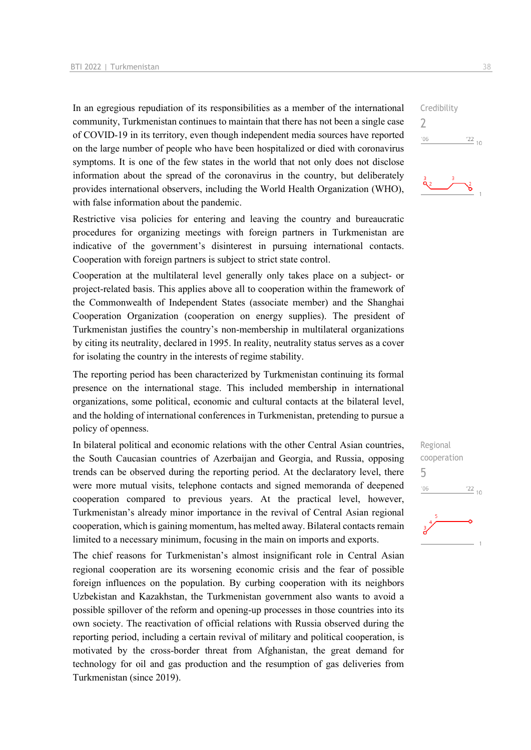In an egregious repudiation of its responsibilities as a member of the international community, Turkmenistan continues to maintain that there has not been a single case of COVID-19 in its territory, even though independent media sources have reported on the large number of people who have been hospitalized or died with coronavirus symptoms. It is one of the few states in the world that not only does not disclose information about the spread of the coronavirus in the country, but deliberately provides international observers, including the World Health Organization (WHO), with false information about the pandemic.

Credibility
2
'06 '22 10
3 2 3 2
1

Restrictive visa policies for entering and leaving the country and bureaucratic procedures for organizing meetings with foreign partners in Turkmenistan are indicative of the government's disinterest in pursuing international contacts. Cooperation with foreign partners is subject to strict state control.

Cooperation at the multilateral level generally only takes place on a subject- or project-related basis. This applies above all to cooperation within the framework of the Commonwealth of Independent States (associate member) and the Shanghai Cooperation Organization (cooperation on energy supplies). The president of Turkmenistan justifies the country's non-membership in multilateral organizations by citing its neutrality, declared in 1995. In reality, neutrality status serves as a cover for isolating the country in the interests of regime stability.

The reporting period has been characterized by Turkmenistan continuing its formal presence on the international stage. This included membership in international organizations, some political, economic and cultural contacts at the bilateral level, and the holding of international conferences in Turkmenistan, pretending to pursue a policy of openness.

In bilateral political and economic relations with the other Central Asian countries, the South Caucasian countries of Azerbaijan and Georgia, and Russia, opposing trends can be observed during the reporting period. At the declaratory level, there were more mutual visits, telephone contacts and signed memoranda of deepened cooperation compared to previous years. At the practical level, however, Turkmenistan's already minor importance in the revival of Central Asian regional cooperation, which is gaining momentum, has melted away. Bilateral contacts remain limited to a necessary minimum, focusing in the main on imports and exports.

Regional cooperation
5
'06 '22 10
3 4 5
1

The chief reasons for Turkmenistan's almost insignificant role in Central Asian regional cooperation are its worsening economic crisis and the fear of possible foreign influences on the population. By curbing cooperation with its neighbors Uzbekistan and Kazakhstan, the Turkmenistan government also wants to avoid a possible spillover of the reform and opening-up processes in those countries into its own society. The reactivation of official relations with Russia observed during the reporting period, including a certain revival of military and political cooperation, is motivated by the cross-border threat from Afghanistan, the great demand for technology for oil and gas production and the resumption of gas deliveries from Turkmenistan (since 2019).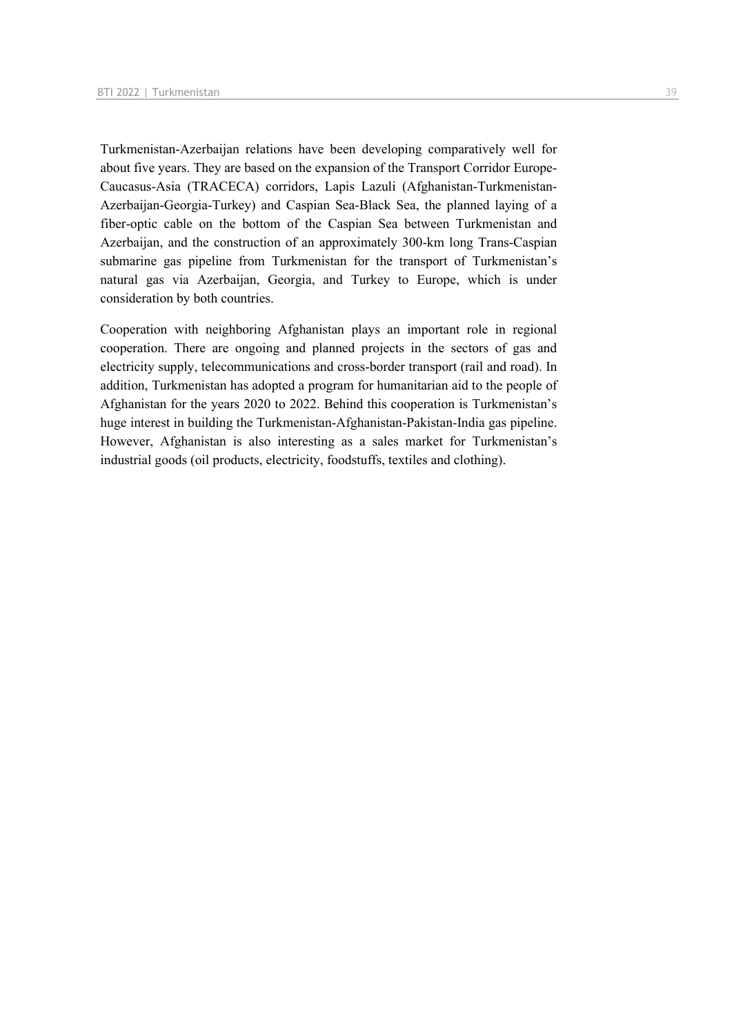Turkmenistan-Azerbaijan relations have been developing comparatively well for about five years. They are based on the expansion of the Transport Corridor Europe-Caucasus-Asia (TRACECA) corridors, Lapis Lazuli (Afghanistan-Turkmenistan-Azerbaijan-Georgia-Turkey) and Caspian Sea-Black Sea, the planned laying of a fiber-optic cable on the bottom of the Caspian Sea between Turkmenistan and Azerbaijan, and the construction of an approximately 300-km long Trans-Caspian submarine gas pipeline from Turkmenistan for the transport of Turkmenistan's natural gas via Azerbaijan, Georgia, and Turkey to Europe, which is under consideration by both countries.

Cooperation with neighboring Afghanistan plays an important role in regional cooperation. There are ongoing and planned projects in the sectors of gas and electricity supply, telecommunications and cross-border transport (rail and road). In addition, Turkmenistan has adopted a program for humanitarian aid to the people of Afghanistan for the years 2020 to 2022. Behind this cooperation is Turkmenistan's huge interest in building the Turkmenistan-Afghanistan-Pakistan-India gas pipeline. However, Afghanistan is also interesting as a sales market for Turkmenistan's industrial goods (oil products, electricity, foodstuffs, textiles and clothing).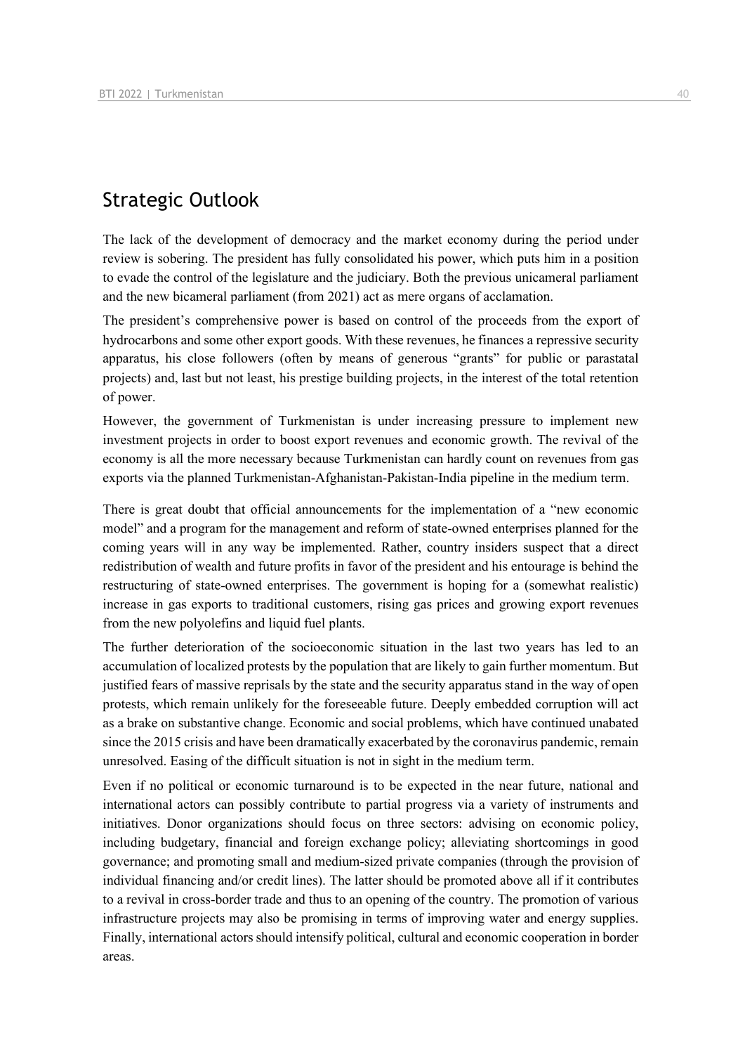## Strategic Outlook

The lack of the development of democracy and the market economy during the period under review is sobering. The president has fully consolidated his power, which puts him in a position to evade the control of the legislature and the judiciary. Both the previous unicameral parliament and the new bicameral parliament (from 2021) act as mere organs of acclamation.

The president's comprehensive power is based on control of the proceeds from the export of hydrocarbons and some other export goods. With these revenues, he finances a repressive security apparatus, his close followers (often by means of generous "grants" for public or parastatal projects) and, last but not least, his prestige building projects, in the interest of the total retention of power.

However, the government of Turkmenistan is under increasing pressure to implement new investment projects in order to boost export revenues and economic growth. The revival of the economy is all the more necessary because Turkmenistan can hardly count on revenues from gas exports via the planned Turkmenistan-Afghanistan-Pakistan-India pipeline in the medium term.

There is great doubt that official announcements for the implementation of a "new economic model" and a program for the management and reform of state-owned enterprises planned for the coming years will in any way be implemented. Rather, country insiders suspect that a direct redistribution of wealth and future profits in favor of the president and his entourage is behind the restructuring of state-owned enterprises. The government is hoping for a (somewhat realistic) increase in gas exports to traditional customers, rising gas prices and growing export revenues from the new polyolefins and liquid fuel plants.

The further deterioration of the socioeconomic situation in the last two years has led to an accumulation of localized protests by the population that are likely to gain further momentum. But justified fears of massive reprisals by the state and the security apparatus stand in the way of open protests, which remain unlikely for the foreseeable future. Deeply embedded corruption will act as a brake on substantive change. Economic and social problems, which have continued unabated since the 2015 crisis and have been dramatically exacerbated by the coronavirus pandemic, remain unresolved. Easing of the difficult situation is not in sight in the medium term.

Even if no political or economic turnaround is to be expected in the near future, national and international actors can possibly contribute to partial progress via a variety of instruments and initiatives. Donor organizations should focus on three sectors: advising on economic policy, including budgetary, financial and foreign exchange policy; alleviating shortcomings in good governance; and promoting small and medium-sized private companies (through the provision of individual financing and/or credit lines). The latter should be promoted above all if it contributes to a revival in cross-border trade and thus to an opening of the country. The promotion of various infrastructure projects may also be promising in terms of improving water and energy supplies. Finally, international actors should intensify political, cultural and economic cooperation in border areas.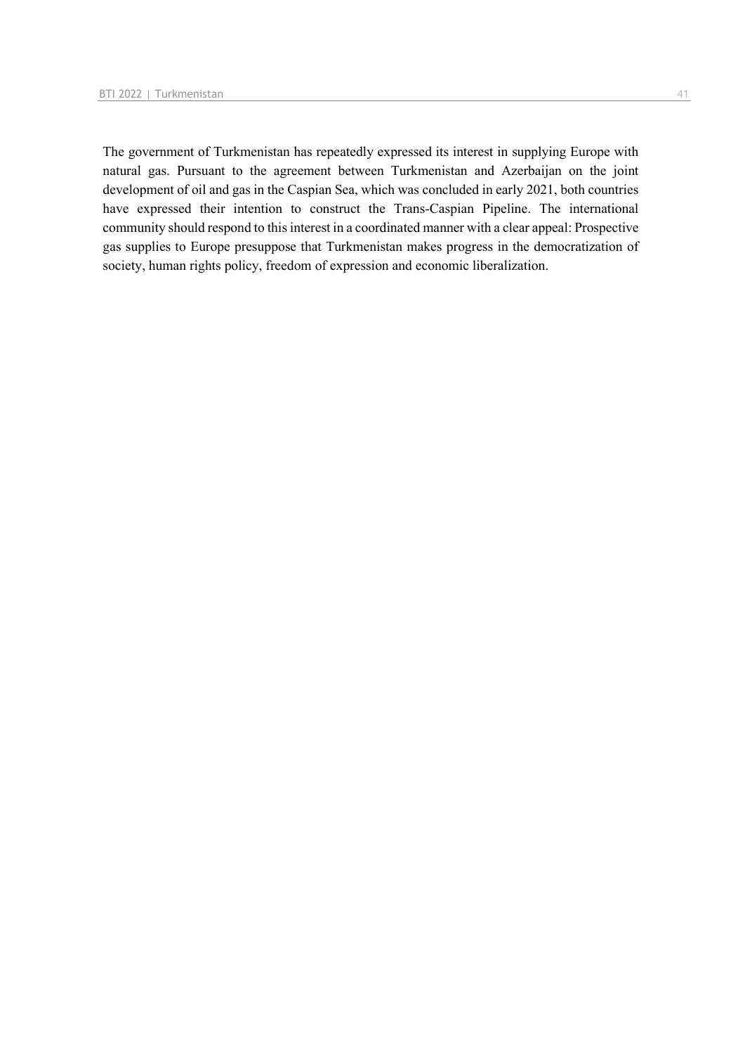The government of Turkmenistan has repeatedly expressed its interest in supplying Europe with natural gas. Pursuant to the agreement between Turkmenistan and Azerbaijan on the joint development of oil and gas in the Caspian Sea, which was concluded in early 2021, both countries have expressed their intention to construct the Trans-Caspian Pipeline. The international community should respond to this interest in a coordinated manner with a clear appeal: Prospective gas supplies to Europe presuppose that Turkmenistan makes progress in the democratization of society, human rights policy, freedom of expression and economic liberalization.